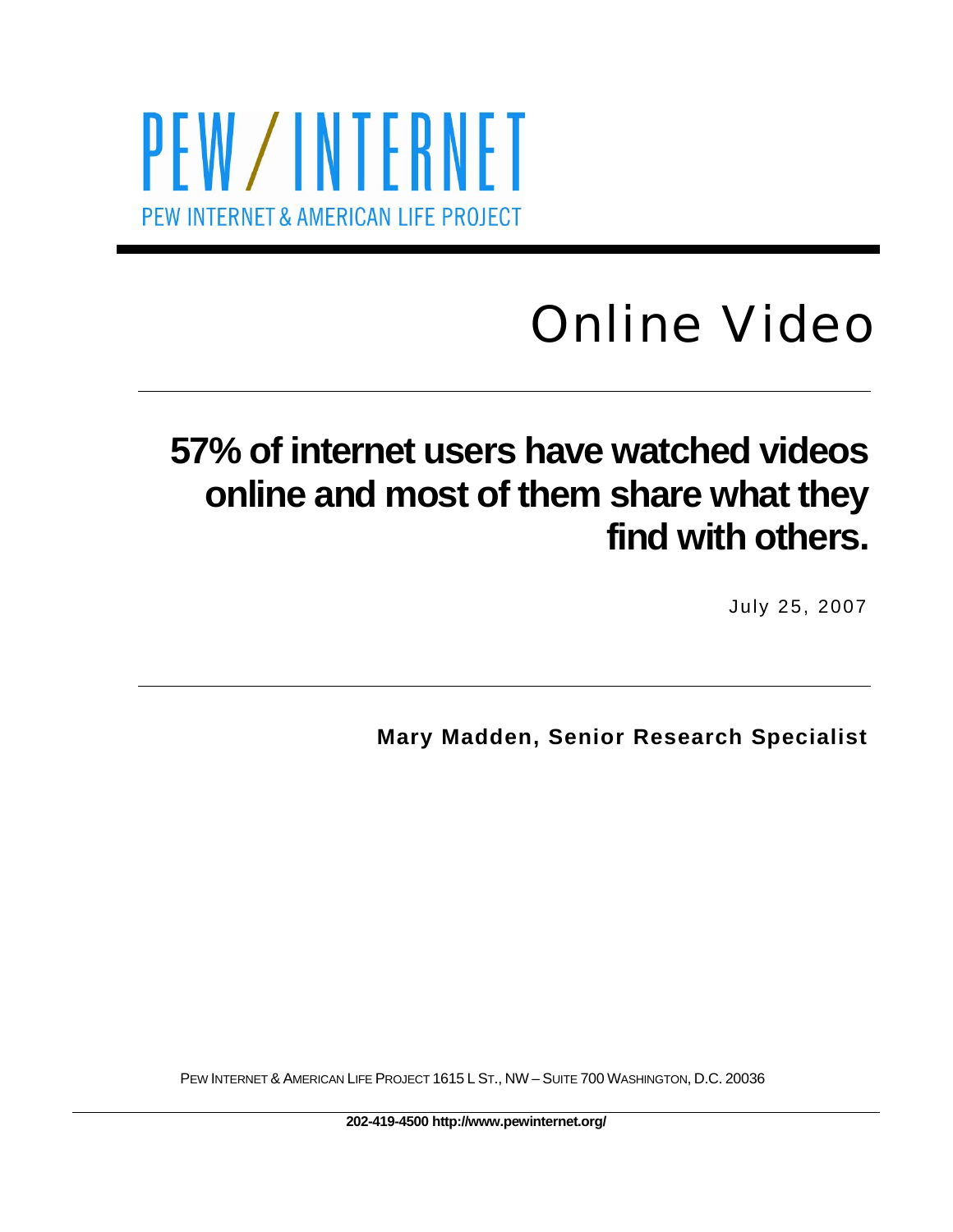# PEW/INTERNET

PEW INTERNET & AMERICAN LIFE PROJECT

# Online Video

## 57% of internet users have watched videos online and most of them share what they find with others.

July 25, 2007

**Mary Madden, Senior Research Specialist**

PEW INTERNET & AMERICAN LIFE PROJECT 1615 L ST., NW – SUITE 700 WASHINGTON, D.C. 20036

**202-419-4500 http://www.pewinternet.org/**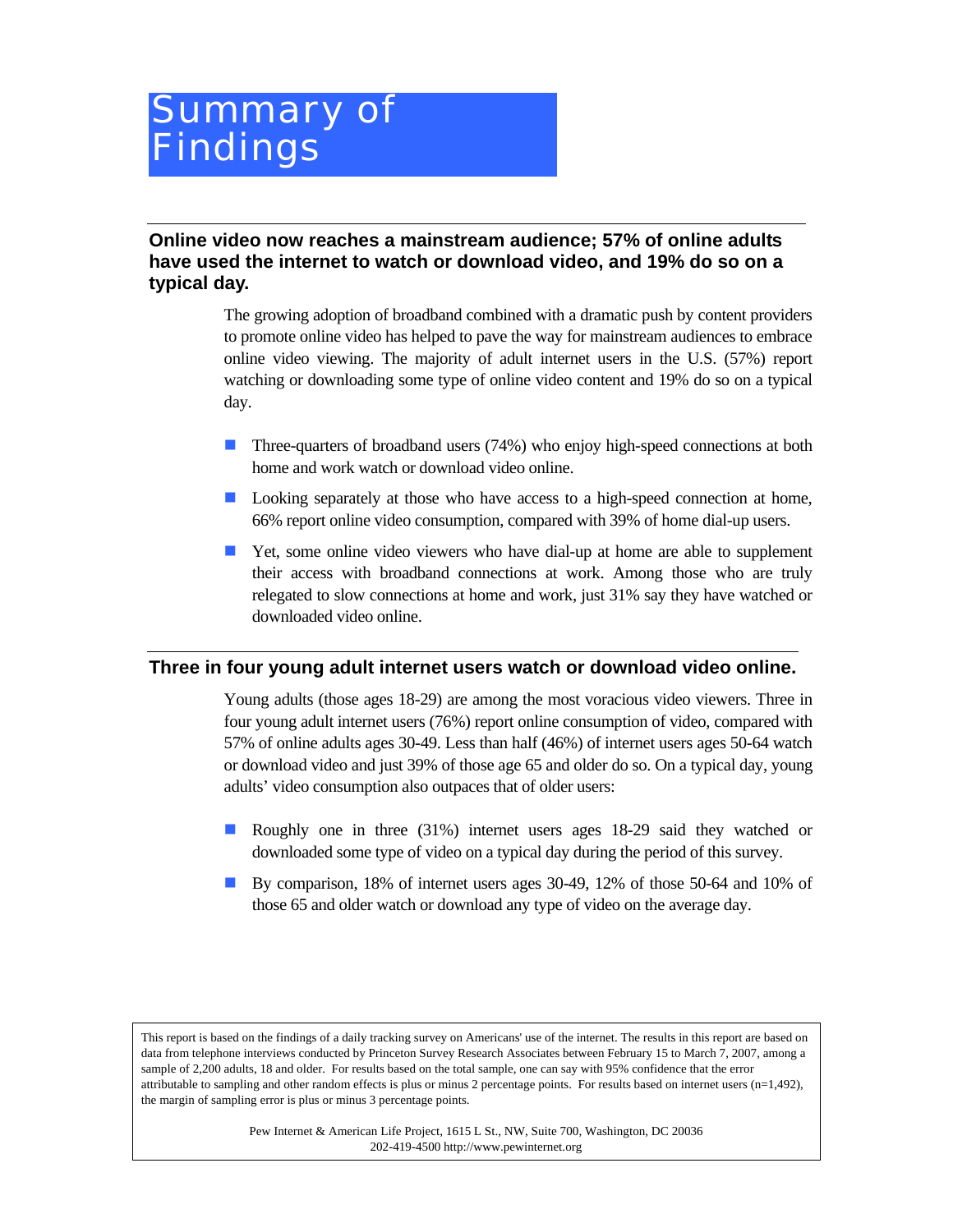# Summary of Findings

## Online video now reaches a mainstream audience; 57% of online adults have used the internet to watch or download video, and 19% do so on a typical day.

The growing adoption of broadband combined with a dramatic push by content providers to promote online video has helped to pave the way for mainstream audiences to embrace online video viewing. The majority of adult internet users in the U.S. (57%) report watching or downloading some type of online video content and 19% do so on a typical day.

- Three-quarters of broadband users (74%) who enjoy high-speed connections at both home and work watch or download video online.
- Looking separately at those who have access to a high-speed connection at home, 66% report online video consumption, compared with 39% of home dial-up users.
- Yet, some online video viewers who have dial-up at home are able to supplement their access with broadband connections at work. Among those who are truly relegated to slow connections at home and work, just 31% say they have watched or downloaded video online.

## Three in four young adult internet users watch or download video online.

Young adults (those ages 18-29) are among the most voracious video viewers. Three in four young adult internet users (76%) report online consumption of video, compared with 57% of online adults ages 30-49. Less than half (46%) of internet users ages 50-64 watch or download video and just 39% of those age 65 and older do so. On a typical day, young adults' video consumption also outpaces that of older users:

- Roughly one in three (31%) internet users ages 18-29 said they watched or downloaded some type of video on a typical day during the period of this survey.
- By comparison, 18% of internet users ages 30-49, 12% of those 50-64 and 10% of those 65 and older watch or download any type of video on the average day.

This report is based on the findings of a daily tracking survey on Americans' use of the internet. The results in this report are based on data from telephone interviews conducted by Princeton Survey Research Associates between February 15 to March 7, 2007, among a sample of 2,200 adults, 18 and older. For results based on the total sample, one can say with 95% confidence that the error attributable to sampling and other random effects is plus or minus 2 percentage points. For results based on internet users (n=1,492), the margin of sampling error is plus or minus 3 percentage points.

Pew Internet & American Life Project, 1615 L St., NW, Suite 700, Washington, DC 20036
202-419-4500 http://www.pewinternet.org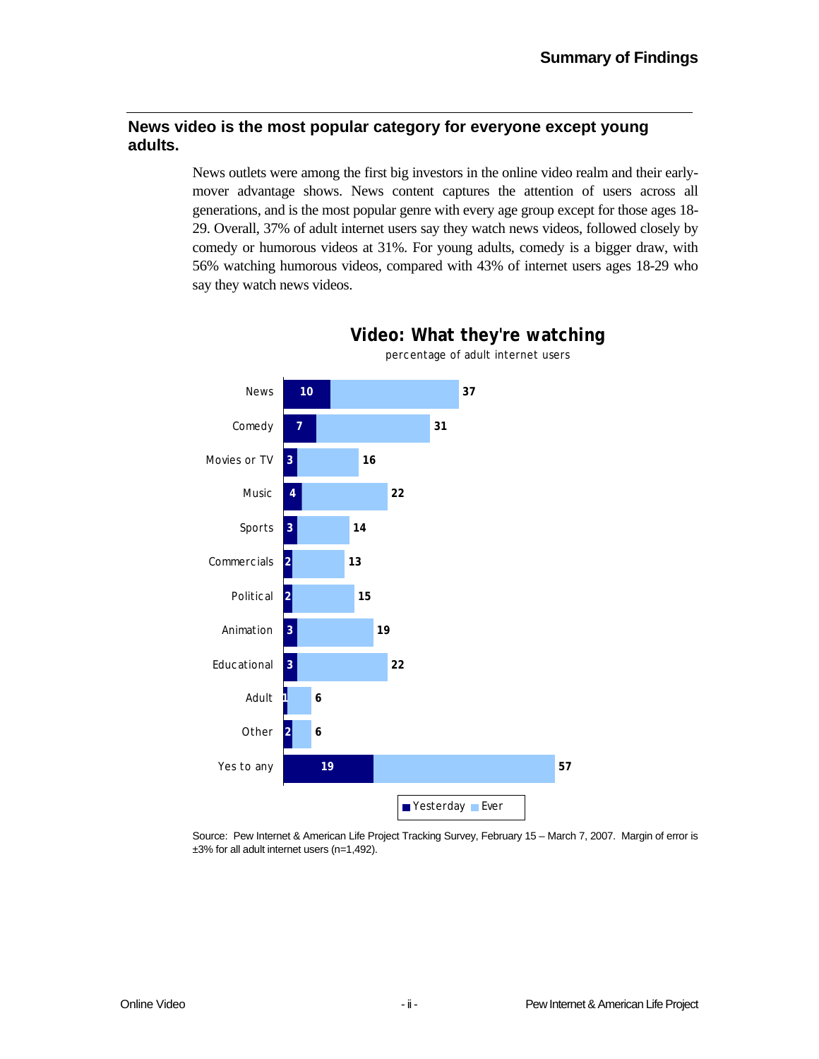## News video is the most popular category for everyone except young adults.

News outlets were among the first big investors in the online video realm and their early-mover advantage shows. News content captures the attention of users across all generations, and is the most popular genre with every age group except for those ages 18-29. Overall, 37% of adult internet users say they watch news videos, followed closely by comedy or humorous videos at 31%. For young adults, comedy is a bigger draw, with 56% watching humorous videos, compared with 43% of internet users ages 18-29 who say they watch news videos.

**Video: What they're watching**

percentage of adult internet users

| | Yesterday | Ever |
|---|---|---|
| News | 10 | 37 |
| Comedy | 7 | 31 |
| Movies or TV | 3 | 16 |
| Music | 4 | 22 |
| Sports | 3 | 14 |
| Commercials | 2 | 13 |
| Political | 2 | 15 |
| Animation | 3 | 19 |
| Educational | 3 | 22 |
| Adult | 1 | 6 |
| Other | 2 | 6 |
| Yes to any | 19 | 57 |

Source: Pew Internet & American Life Project Tracking Survey, February 15 – March 7, 2007. Margin of error is ±3% for all adult internet users (n=1,492).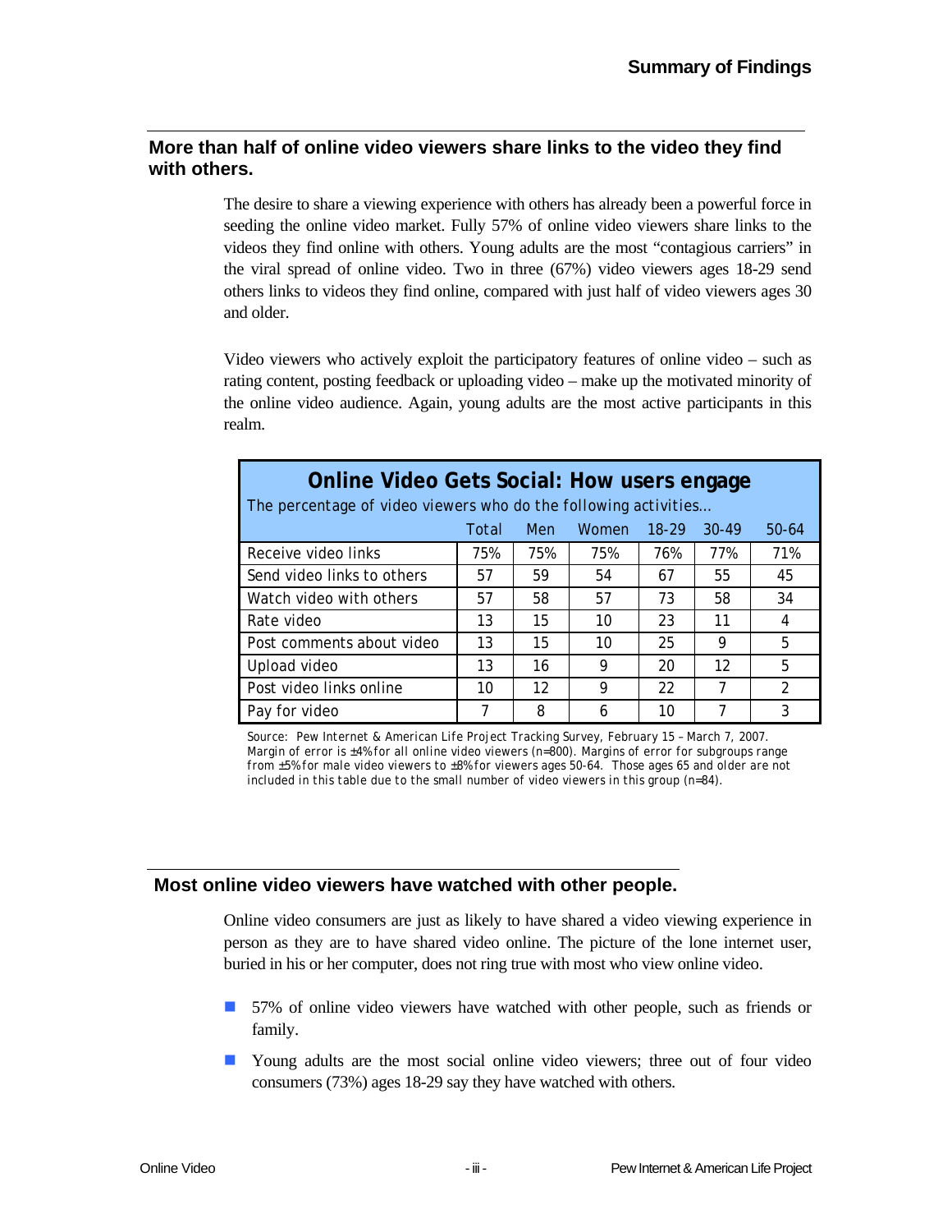## More than half of online video viewers share links to the video they find with others.

The desire to share a viewing experience with others has already been a powerful force in seeding the online video market. Fully 57% of online video viewers share links to the videos they find online with others. Young adults are the most "contagious carriers" in the viral spread of online video. Two in three (67%) video viewers ages 18-29 send others links to videos they find online, compared with just half of video viewers ages 30 and older.

Video viewers who actively exploit the participatory features of online video – such as rating content, posting feedback or uploading video – make up the motivated minority of the online video audience. Again, young adults are the most active participants in this realm.

**Online Video Gets Social: How users engage**

The percentage of video viewers who do the following activities...

| | Total | Men | Women | 18-29 | 30-49 | 50-64 |
|---|---|---|---|---|---|---|
| Receive video links | 75% | 75% | 75% | 76% | 77% | 71% |
| Send video links to others | 57 | 59 | 54 | 67 | 55 | 45 |
| Watch video with others | 57 | 58 | 57 | 73 | 58 | 34 |
| Rate video | 13 | 15 | 10 | 23 | 11 | 4 |
| Post comments about video | 13 | 15 | 10 | 25 | 9 | 5 |
| Upload video | 13 | 16 | 9 | 20 | 12 | 5 |
| Post video links online | 10 | 12 | 9 | 22 | 7 | 2 |
| Pay for video | 7 | 8 | 6 | 10 | 7 | 3 |

Source: Pew Internet & American Life Project Tracking Survey, February 15 – March 7, 2007. Margin of error is ±4% for all online video viewers (n=800). Margins of error for subgroups range from ±5% for male video viewers to ±8% for viewers ages 50-64. Those ages 65 and older are not included in this table due to the small number of video viewers in this group (n=84).

## Most online video viewers have watched with other people.

Online video consumers are just as likely to have shared a video viewing experience in person as they are to have shared video online. The picture of the lone internet user, buried in his or her computer, does not ring true with most who view online video.

- 57% of online video viewers have watched with other people, such as friends or family.
- Young adults are the most social online video viewers; three out of four video consumers (73%) ages 18-29 say they have watched with others.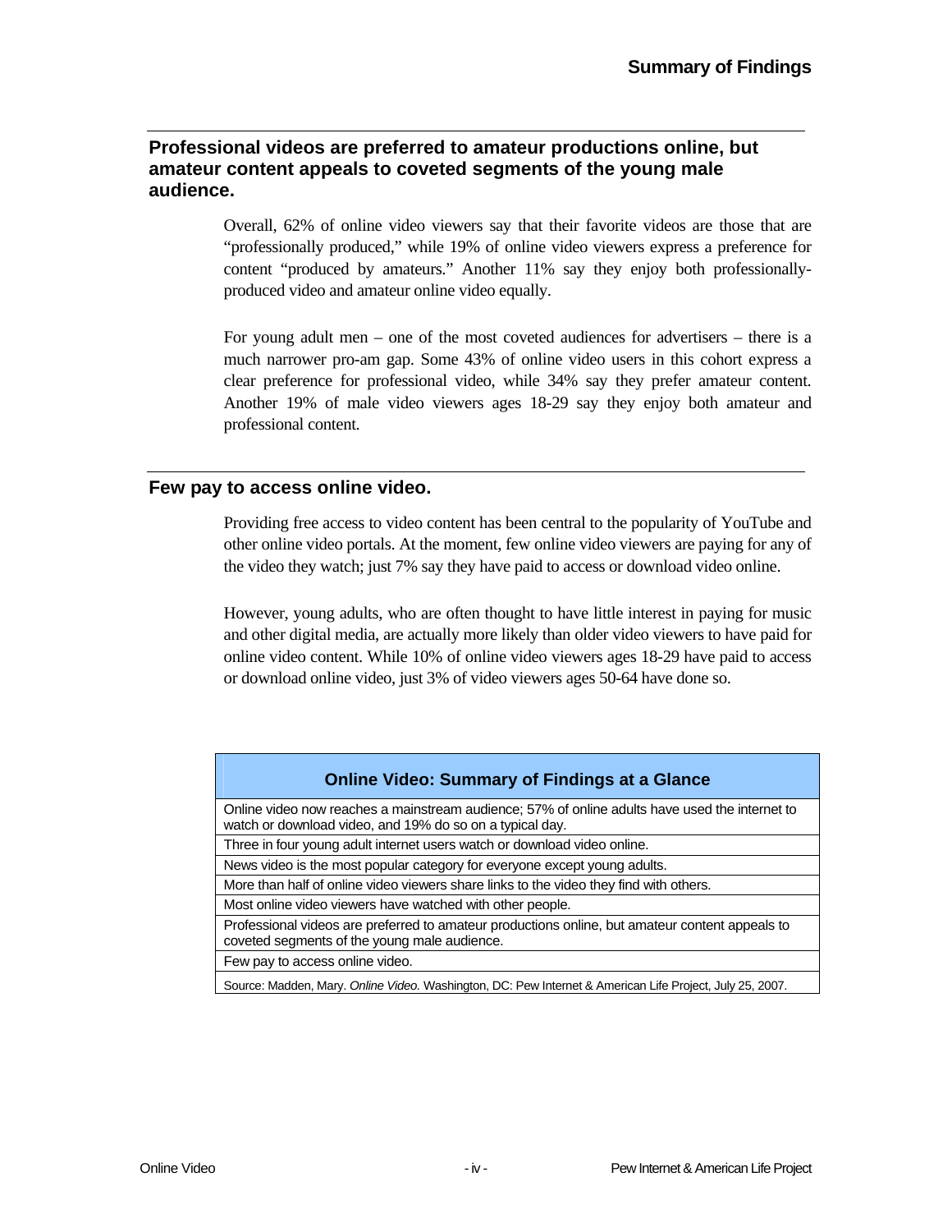## Professional videos are preferred to amateur productions online, but amateur content appeals to coveted segments of the young male audience.

Overall, 62% of online video viewers say that their favorite videos are those that are "professionally produced," while 19% of online video viewers express a preference for content "produced by amateurs." Another 11% say they enjoy both professionally-produced video and amateur online video equally.

For young adult men – one of the most coveted audiences for advertisers – there is a much narrower pro-am gap. Some 43% of online video users in this cohort express a clear preference for professional video, while 34% say they prefer amateur content. Another 19% of male video viewers ages 18-29 say they enjoy both amateur and professional content.

## Few pay to access online video.

Providing free access to video content has been central to the popularity of YouTube and other online video portals. At the moment, few online video viewers are paying for any of the video they watch; just 7% say they have paid to access or download video online.

However, young adults, who are often thought to have little interest in paying for music and other digital media, are actually more likely than older video viewers to have paid for online video content. While 10% of online video viewers ages 18-29 have paid to access or download online video, just 3% of video viewers ages 50-64 have done so.

| Online Video: Summary of Findings at a Glance |
| --- |
| Online video now reaches a mainstream audience; 57% of online adults have used the internet to watch or download video, and 19% do so on a typical day. |
| Three in four young adult internet users watch or download video online. |
| News video is the most popular category for everyone except young adults. |
| More than half of online video viewers share links to the video they find with others. |
| Most online video viewers have watched with other people. |
| Professional videos are preferred to amateur productions online, but amateur content appeals to coveted segments of the young male audience. |
| Few pay to access online video. |
| Source: Madden, Mary. *Online Video.* Washington, DC: Pew Internet & American Life Project, July 25, 2007. |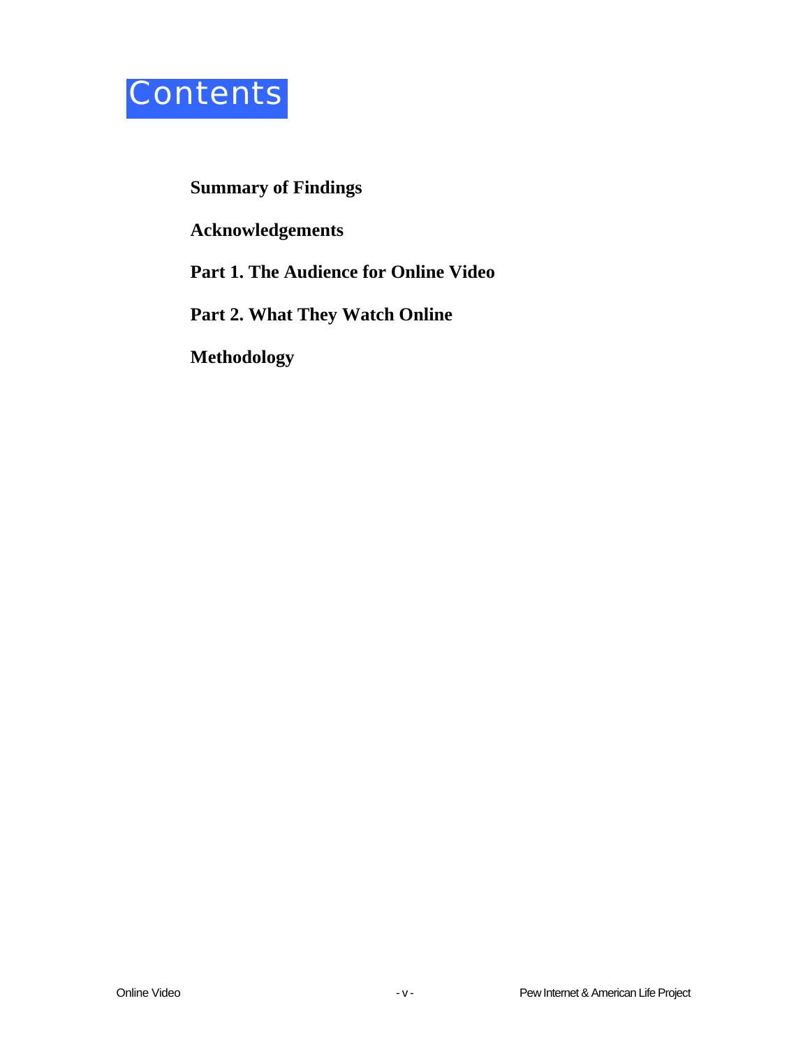# Contents

**Summary of Findings**

**Acknowledgements**

**Part 1. The Audience for Online Video**

**Part 2. What They Watch Online**

**Methodology**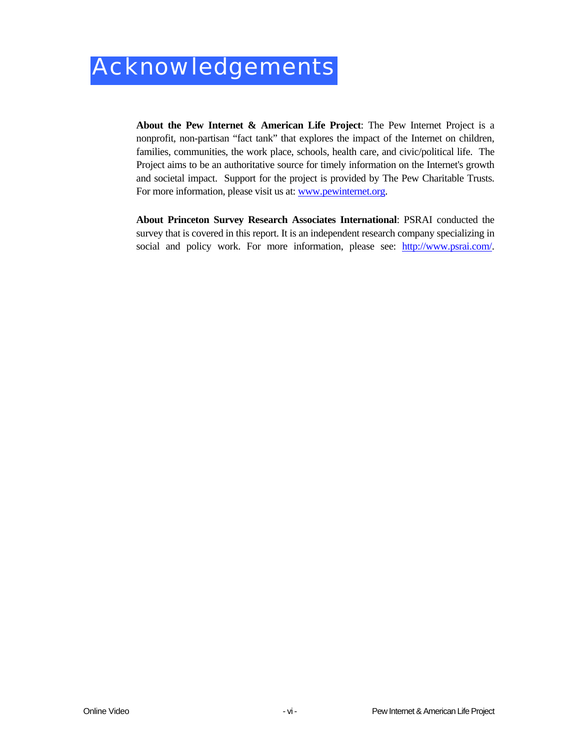# Acknowledgements

**About the Pew Internet & American Life Project**: The Pew Internet Project is a nonprofit, non-partisan "fact tank" that explores the impact of the Internet on children, families, communities, the work place, schools, health care, and civic/political life. The Project aims to be an authoritative source for timely information on the Internet's growth and societal impact. Support for the project is provided by The Pew Charitable Trusts. For more information, please visit us at: www.pewinternet.org.

**About Princeton Survey Research Associates International**: PSRAI conducted the survey that is covered in this report. It is an independent research company specializing in social and policy work. For more information, please see: http://www.psrai.com/.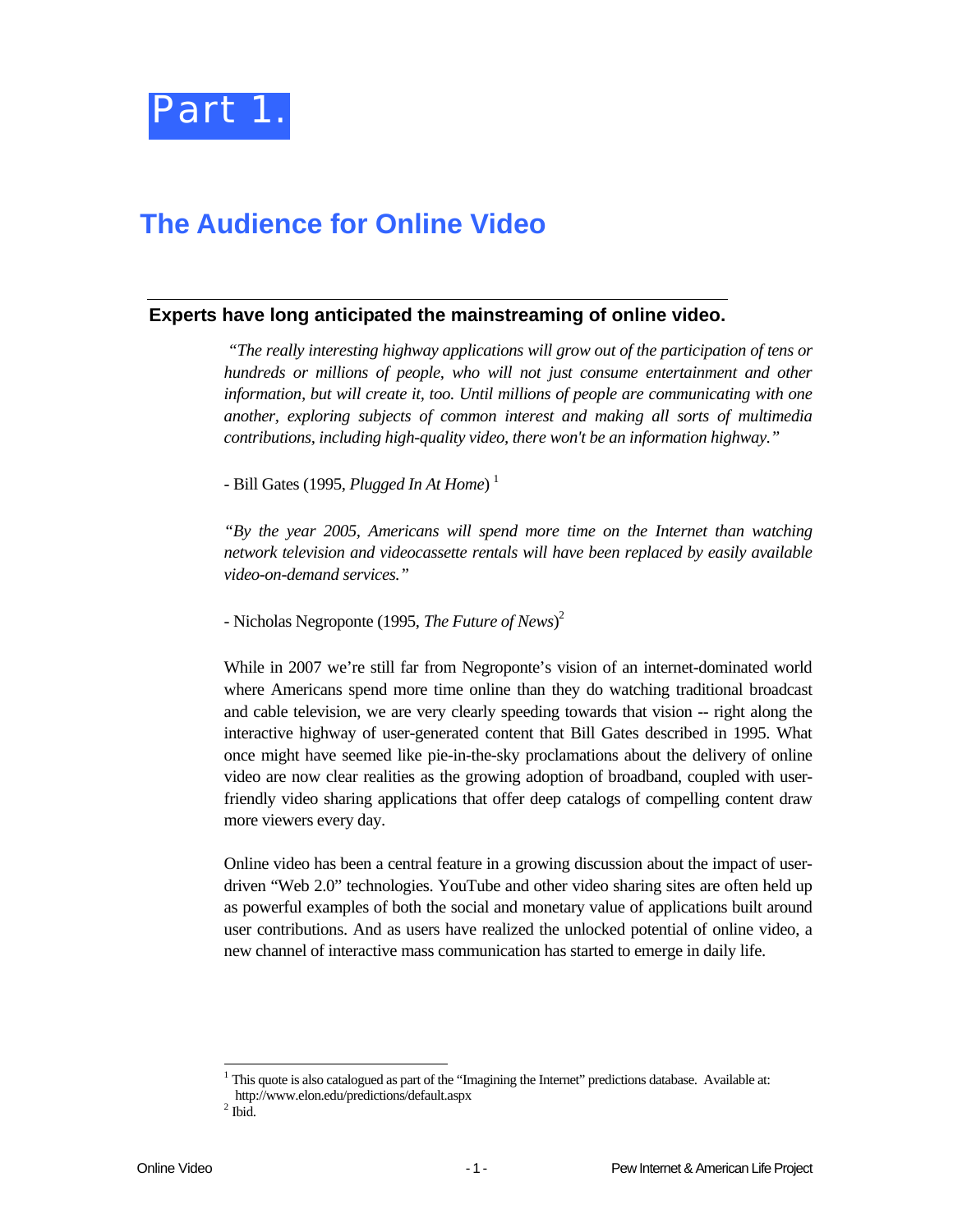# Part 1.

## The Audience for Online Video

### Experts have long anticipated the mainstreaming of online video.

*"The really interesting highway applications will grow out of the participation of tens or hundreds or millions of people, who will not just consume entertainment and other information, but will create it, too. Until millions of people are communicating with one another, exploring subjects of common interest and making all sorts of multimedia contributions, including high-quality video, there won't be an information highway."*

- Bill Gates (1995, *Plugged In At Home*) [1]

*"By the year 2005, Americans will spend more time on the Internet than watching network television and videocassette rentals will have been replaced by easily available video-on-demand services."*

- Nicholas Negroponte (1995, *The Future of News*)[2]

While in 2007 we're still far from Negroponte's vision of an internet-dominated world where Americans spend more time online than they do watching traditional broadcast and cable television, we are very clearly speeding towards that vision -- right along the interactive highway of user-generated content that Bill Gates described in 1995. What once might have seemed like pie-in-the-sky proclamations about the delivery of online video are now clear realities as the growing adoption of broadband, coupled with user-friendly video sharing applications that offer deep catalogs of compelling content draw more viewers every day.

Online video has been a central feature in a growing discussion about the impact of user-driven "Web 2.0" technologies. YouTube and other video sharing sites are often held up as powerful examples of both the social and monetary value of applications built around user contributions. And as users have realized the unlocked potential of online video, a new channel of interactive mass communication has started to emerge in daily life.

---

[1] This quote is also catalogued as part of the "Imagining the Internet" predictions database. Available at: http://www.elon.edu/predictions/default.aspx

[2] Ibid.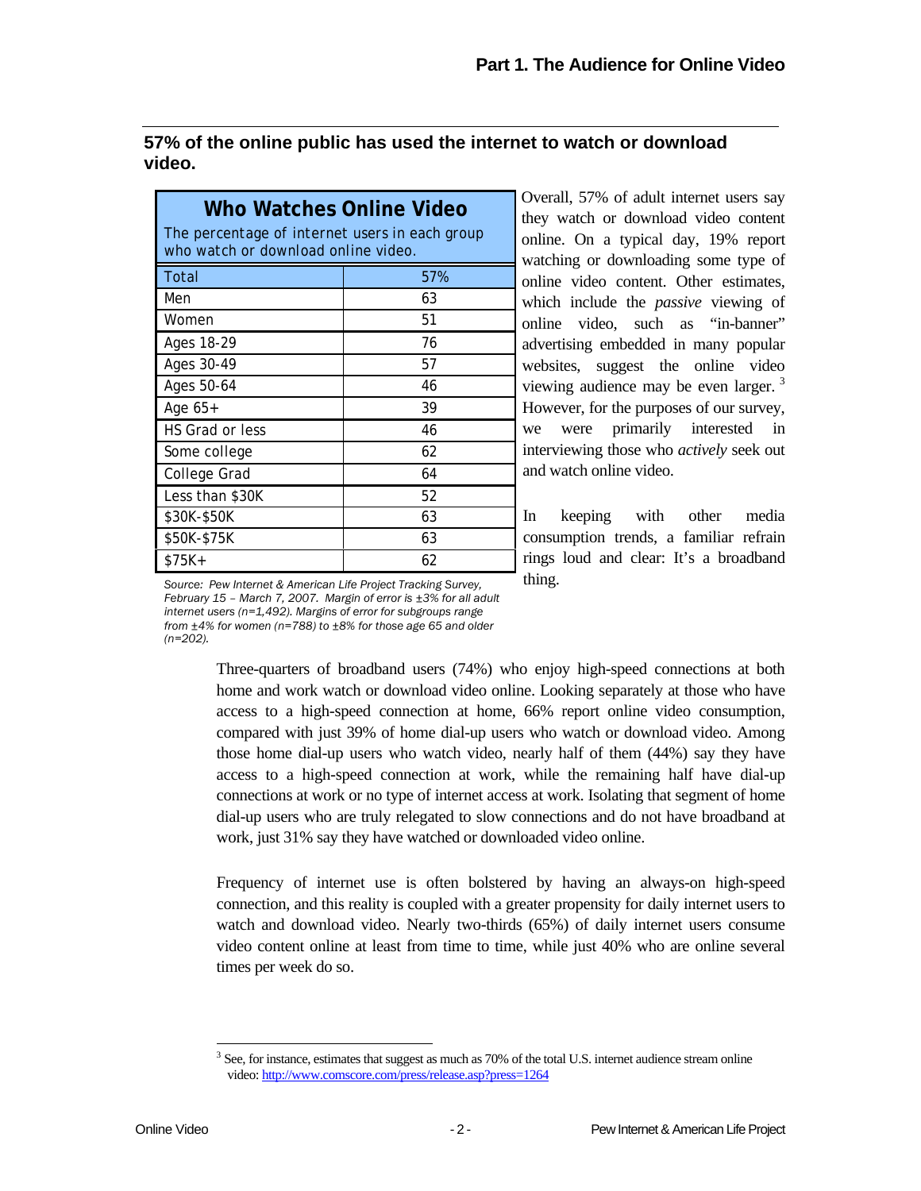## 57% of the online public has used the internet to watch or download video.

**Who Watches Online Video**

The percentage of internet users in each group who watch or download online video.

| Group | % |
|---|---|
| Total | 57% |
| Men | 63 |
| Women | 51 |
| Ages 18-29 | 76 |
| Ages 30-49 | 57 |
| Ages 50-64 | 46 |
| Age 65+ | 39 |
| HS Grad or less | 46 |
| Some college | 62 |
| College Grad | 64 |
| Less than $30K | 52 |
| $30K-$50K | 63 |
| $50K-$75K | 63 |
| $75K+ | 62 |

*Source: Pew Internet & American Life Project Tracking Survey, February 15 – March 7, 2007. Margin of error is ±3% for all adult internet users (n=1,492). Margins of error for subgroups range from ±4% for women (n=788) to ±8% for those age 65 and older (n=202).*

Overall, 57% of adult internet users say they watch or download video content online. On a typical day, 19% report watching or downloading some type of online video content. Other estimates, which include the *passive* viewing of online video, such as "in-banner" advertising embedded in many popular websites, suggest the online video viewing audience may be even larger. [3] However, for the purposes of our survey, we were primarily interested in interviewing those who *actively* seek out and watch online video.

In keeping with other media consumption trends, a familiar refrain rings loud and clear: It's a broadband thing.

Three-quarters of broadband users (74%) who enjoy high-speed connections at both home and work watch or download video online. Looking separately at those who have access to a high-speed connection at home, 66% report online video consumption, compared with just 39% of home dial-up users who watch or download video. Among those home dial-up users who watch video, nearly half of them (44%) say they have access to a high-speed connection at work, while the remaining half have dial-up connections at work or no type of internet access at work. Isolating that segment of home dial-up users who are truly relegated to slow connections and do not have broadband at work, just 31% say they have watched or downloaded video online.

Frequency of internet use is often bolstered by having an always-on high-speed connection, and this reality is coupled with a greater propensity for daily internet users to watch and download video. Nearly two-thirds (65%) of daily internet users consume video content online at least from time to time, while just 40% who are online several times per week do so.

---

[3] See, for instance, estimates that suggest as much as 70% of the total U.S. internet audience stream online video: http://www.comscore.com/press/release.asp?press=1264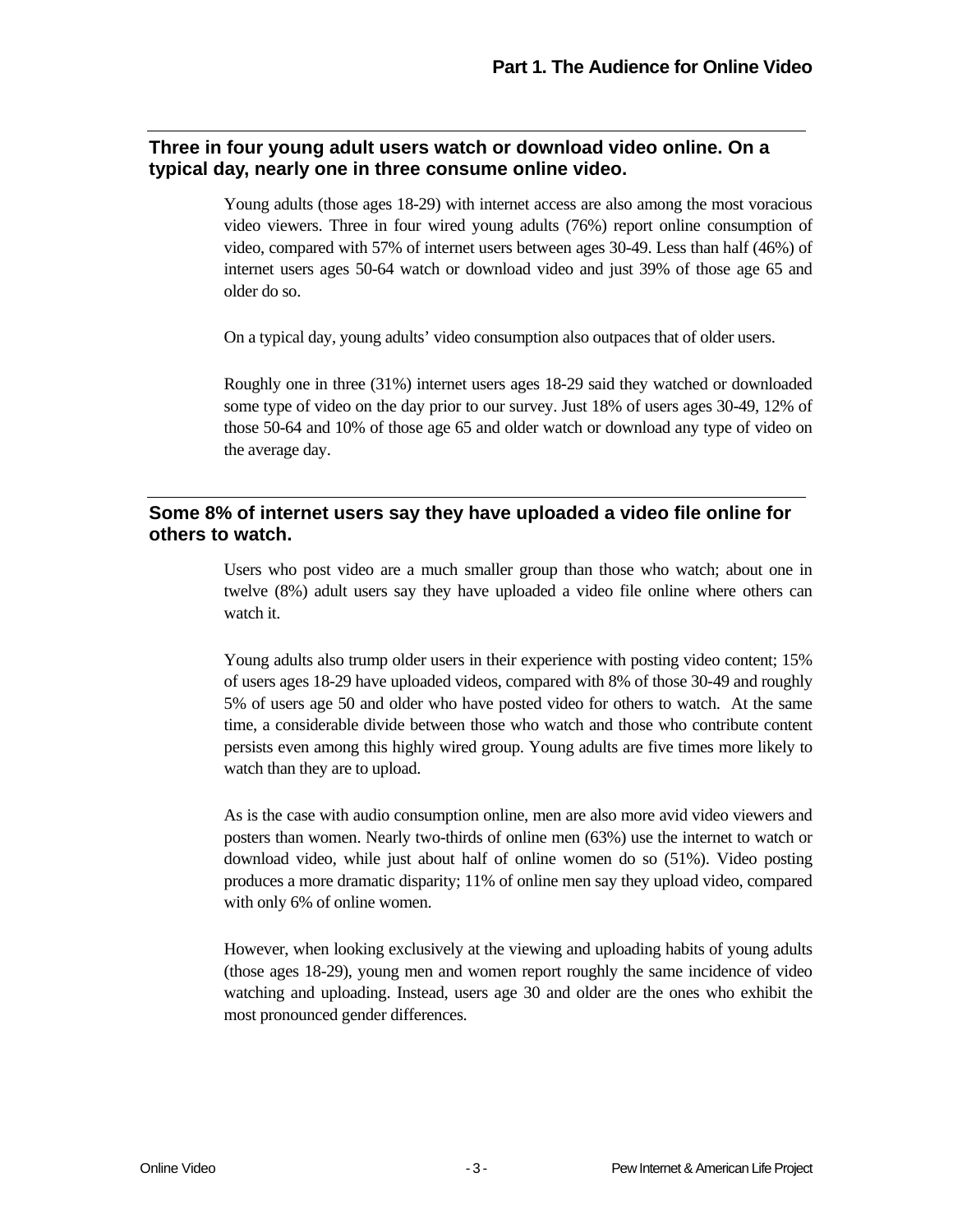# Part 1. The Audience for Online Video

## Three in four young adult users watch or download video online. On a typical day, nearly one in three consume online video.

Young adults (those ages 18-29) with internet access are also among the most voracious video viewers. Three in four wired young adults (76%) report online consumption of video, compared with 57% of internet users between ages 30-49. Less than half (46%) of internet users ages 50-64 watch or download video and just 39% of those age 65 and older do so.

On a typical day, young adults' video consumption also outpaces that of older users.

Roughly one in three (31%) internet users ages 18-29 said they watched or downloaded some type of video on the day prior to our survey. Just 18% of users ages 30-49, 12% of those 50-64 and 10% of those age 65 and older watch or download any type of video on the average day.

## Some 8% of internet users say they have uploaded a video file online for others to watch.

Users who post video are a much smaller group than those who watch; about one in twelve (8%) adult users say they have uploaded a video file online where others can watch it.

Young adults also trump older users in their experience with posting video content; 15% of users ages 18-29 have uploaded videos, compared with 8% of those 30-49 and roughly 5% of users age 50 and older who have posted video for others to watch. At the same time, a considerable divide between those who watch and those who contribute content persists even among this highly wired group. Young adults are five times more likely to watch than they are to upload.

As is the case with audio consumption online, men are also more avid video viewers and posters than women. Nearly two-thirds of online men (63%) use the internet to watch or download video, while just about half of online women do so (51%). Video posting produces a more dramatic disparity; 11% of online men say they upload video, compared with only 6% of online women.

However, when looking exclusively at the viewing and uploading habits of young adults (those ages 18-29), young men and women report roughly the same incidence of video watching and uploading. Instead, users age 30 and older are the ones who exhibit the most pronounced gender differences.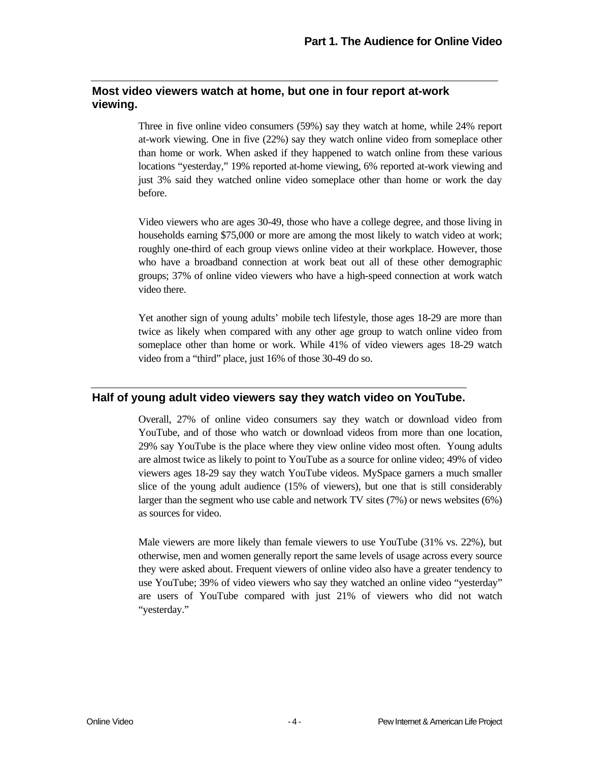## Most video viewers watch at home, but one in four report at-work viewing.

Three in five online video consumers (59%) say they watch at home, while 24% report at-work viewing. One in five (22%) say they watch online video from someplace other than home or work. When asked if they happened to watch online from these various locations "yesterday," 19% reported at-home viewing, 6% reported at-work viewing and just 3% said they watched online video someplace other than home or work the day before.

Video viewers who are ages 30-49, those who have a college degree, and those living in households earning $75,000 or more are among the most likely to watch video at work; roughly one-third of each group views online video at their workplace. However, those who have a broadband connection at work beat out all of these other demographic groups; 37% of online video viewers who have a high-speed connection at work watch video there.

Yet another sign of young adults' mobile tech lifestyle, those ages 18-29 are more than twice as likely when compared with any other age group to watch online video from someplace other than home or work. While 41% of video viewers ages 18-29 watch video from a "third" place, just 16% of those 30-49 do so.

## Half of young adult video viewers say they watch video on YouTube.

Overall, 27% of online video consumers say they watch or download video from YouTube, and of those who watch or download videos from more than one location, 29% say YouTube is the place where they view online video most often. Young adults are almost twice as likely to point to YouTube as a source for online video; 49% of video viewers ages 18-29 say they watch YouTube videos. MySpace garners a much smaller slice of the young adult audience (15% of viewers), but one that is still considerably larger than the segment who use cable and network TV sites (7%) or news websites (6%) as sources for video.

Male viewers are more likely than female viewers to use YouTube (31% vs. 22%), but otherwise, men and women generally report the same levels of usage across every source they were asked about. Frequent viewers of online video also have a greater tendency to use YouTube; 39% of video viewers who say they watched an online video "yesterday" are users of YouTube compared with just 21% of viewers who did not watch "yesterday."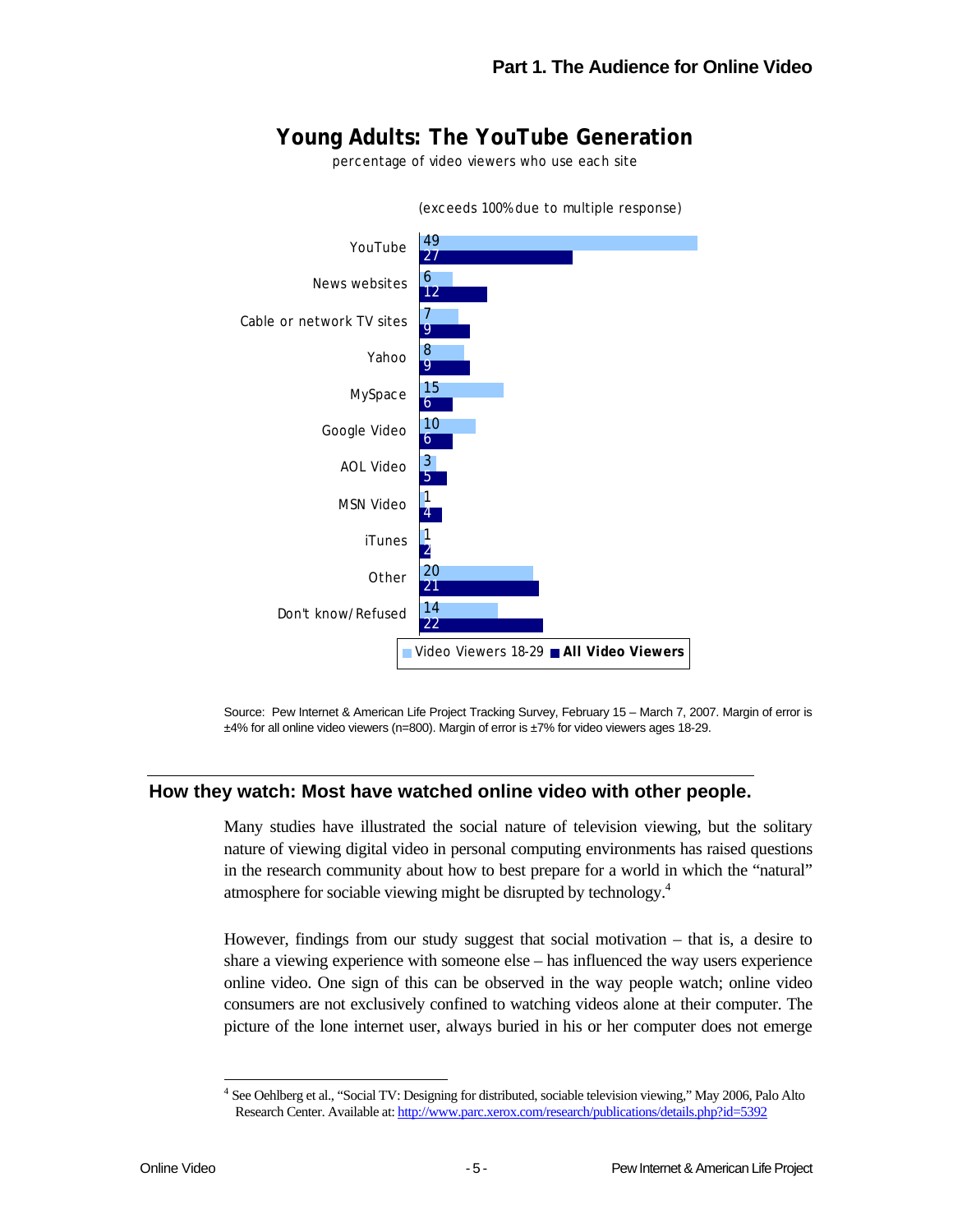### Young Adults: The YouTube Generation

percentage of video viewers who use each site

(exceeds 100% due to multiple response)

| Site | Video Viewers 18-29 | All Video Viewers |
|---|---|---|
| YouTube | 49 | 27 |
| News websites | 6 | 12 |
| Cable or network TV sites | 7 | 9 |
| Yahoo | 8 | 9 |
| MySpace | 15 | 6 |
| Google Video | 10 | 6 |
| AOL Video | 3 | 5 |
| MSN Video | 1 | 4 |
| iTunes | 1 | 2 |
| Other | 20 | 21 |
| Don't know/Refused | 14 | 22 |

Source: Pew Internet & American Life Project Tracking Survey, February 15 – March 7, 2007. Margin of error is ±4% for all online video viewers (n=800). Margin of error is ±7% for video viewers ages 18-29.

## How they watch: Most have watched online video with other people.

Many studies have illustrated the social nature of television viewing, but the solitary nature of viewing digital video in personal computing environments has raised questions in the research community about how to best prepare for a world in which the "natural" atmosphere for sociable viewing might be disrupted by technology.[4]

However, findings from our study suggest that social motivation – that is, a desire to share a viewing experience with someone else – has influenced the way users experience online video. One sign of this can be observed in the way people watch; online video consumers are not exclusively confined to watching videos alone at their computer. The picture of the lone internet user, always buried in his or her computer does not emerge

[4] See Oehlberg et al., "Social TV: Designing for distributed, sociable television viewing," May 2006, Palo Alto Research Center. Available at: http://www.parc.xerox.com/research/publications/details.php?id=5392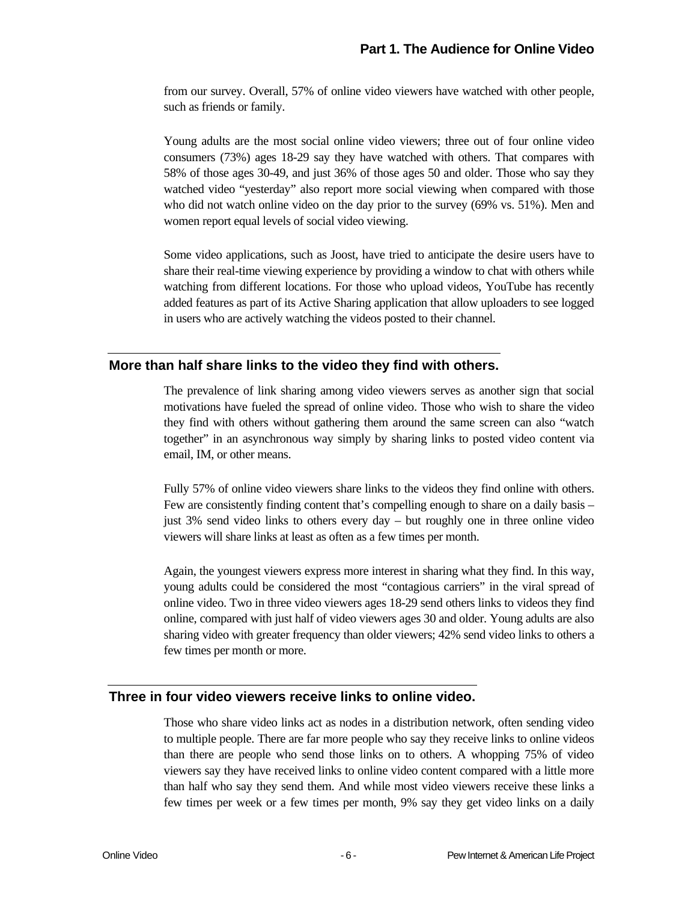from our survey. Overall, 57% of online video viewers have watched with other people, such as friends or family.

Young adults are the most social online video viewers; three out of four online video consumers (73%) ages 18-29 say they have watched with others. That compares with 58% of those ages 30-49, and just 36% of those ages 50 and older. Those who say they watched video "yesterday" also report more social viewing when compared with those who did not watch online video on the day prior to the survey (69% vs. 51%). Men and women report equal levels of social video viewing.

Some video applications, such as Joost, have tried to anticipate the desire users have to share their real-time viewing experience by providing a window to chat with others while watching from different locations. For those who upload videos, YouTube has recently added features as part of its Active Sharing application that allow uploaders to see logged in users who are actively watching the videos posted to their channel.

## More than half share links to the video they find with others.

The prevalence of link sharing among video viewers serves as another sign that social motivations have fueled the spread of online video. Those who wish to share the video they find with others without gathering them around the same screen can also "watch together" in an asynchronous way simply by sharing links to posted video content via email, IM, or other means.

Fully 57% of online video viewers share links to the videos they find online with others. Few are consistently finding content that's compelling enough to share on a daily basis – just 3% send video links to others every day – but roughly one in three online video viewers will share links at least as often as a few times per month.

Again, the youngest viewers express more interest in sharing what they find. In this way, young adults could be considered the most "contagious carriers" in the viral spread of online video. Two in three video viewers ages 18-29 send others links to videos they find online, compared with just half of video viewers ages 30 and older. Young adults are also sharing video with greater frequency than older viewers; 42% send video links to others a few times per month or more.

## Three in four video viewers receive links to online video.

Those who share video links act as nodes in a distribution network, often sending video to multiple people. There are far more people who say they receive links to online videos than there are people who send those links on to others. A whopping 75% of video viewers say they have received links to online video content compared with a little more than half who say they send them. And while most video viewers receive these links a few times per week or a few times per month, 9% say they get video links on a daily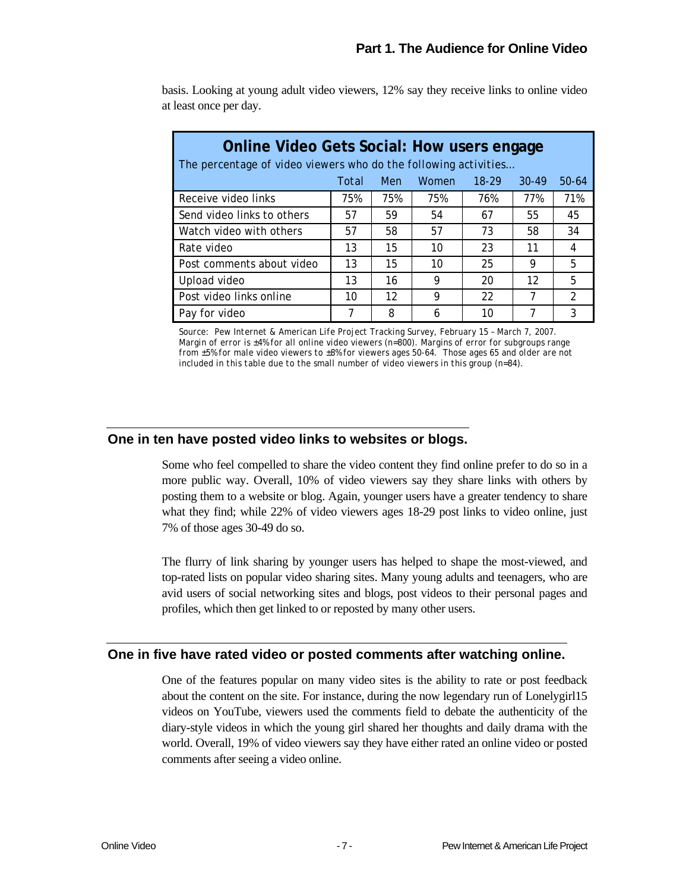basis. Looking at young adult video viewers, 12% say they receive links to online video at least once per day.

**Online Video Gets Social: How users engage**

*The percentage of video viewers who do the following activities…*

| | Total | Men | Women | 18-29 | 30-49 | 50-64 |
|---|---|---|---|---|---|---|
| Receive video links | 75% | 75% | 75% | 76% | 77% | 71% |
| Send video links to others | 57 | 59 | 54 | 67 | 55 | 45 |
| Watch video with others | 57 | 58 | 57 | 73 | 58 | 34 |
| Rate video | 13 | 15 | 10 | 23 | 11 | 4 |
| Post comments about video | 13 | 15 | 10 | 25 | 9 | 5 |
| Upload video | 13 | 16 | 9 | 20 | 12 | 5 |
| Post video links online | 10 | 12 | 9 | 22 | 7 | 2 |
| Pay for video | 7 | 8 | 6 | 10 | 7 | 3 |

Source: Pew Internet & American Life Project Tracking Survey, February 15 – March 7, 2007. Margin of error is ±4% for all online video viewers (n=800). Margins of error for subgroups range from ±5% for male video viewers to ±8% for viewers ages 50-64. Those ages 65 and older are not included in this table due to the small number of video viewers in this group (n=84).

## One in ten have posted video links to websites or blogs.

Some who feel compelled to share the video content they find online prefer to do so in a more public way. Overall, 10% of video viewers say they share links with others by posting them to a website or blog. Again, younger users have a greater tendency to share what they find; while 22% of video viewers ages 18-29 post links to video online, just 7% of those ages 30-49 do so.

The flurry of link sharing by younger users has helped to shape the most-viewed, and top-rated lists on popular video sharing sites. Many young adults and teenagers, who are avid users of social networking sites and blogs, post videos to their personal pages and profiles, which then get linked to or reposted by many other users.

## One in five have rated video or posted comments after watching online.

One of the features popular on many video sites is the ability to rate or post feedback about the content on the site. For instance, during the now legendary run of Lonelygirl15 videos on YouTube, viewers used the comments field to debate the authenticity of the diary-style videos in which the young girl shared her thoughts and daily drama with the world. Overall, 19% of video viewers say they have either rated an online video or posted comments after seeing a video online.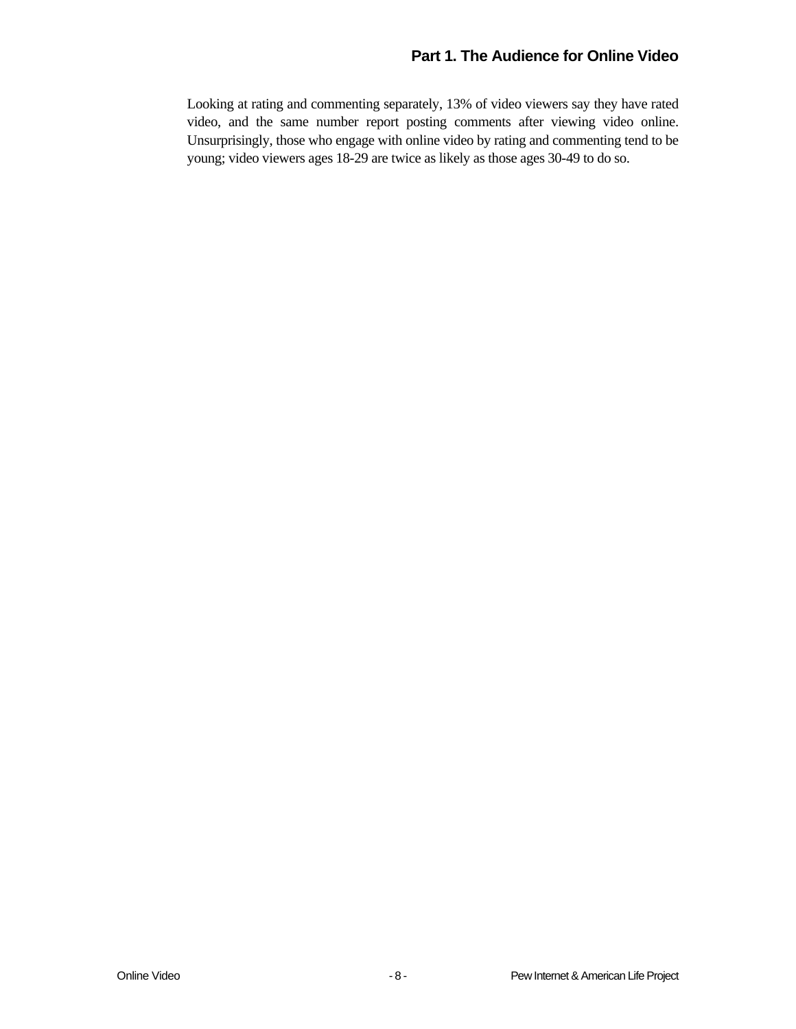Looking at rating and commenting separately, 13% of video viewers say they have rated video, and the same number report posting comments after viewing video online. Unsurprisingly, those who engage with online video by rating and commenting tend to be young; video viewers ages 18-29 are twice as likely as those ages 30-49 to do so.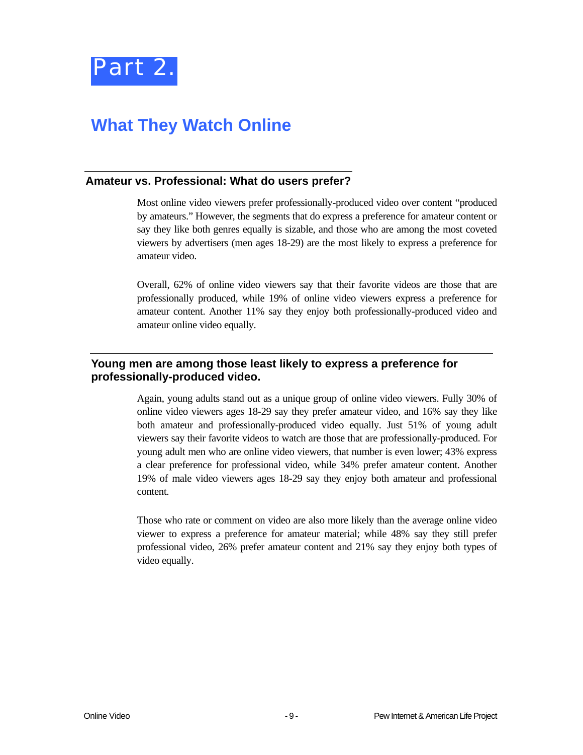# Part 2.

## What They Watch Online

### Amateur vs. Professional: What do users prefer?

Most online video viewers prefer professionally-produced video over content "produced by amateurs." However, the segments that do express a preference for amateur content or say they like both genres equally is sizable, and those who are among the most coveted viewers by advertisers (men ages 18-29) are the most likely to express a preference for amateur video.

Overall, 62% of online video viewers say that their favorite videos are those that are professionally produced, while 19% of online video viewers express a preference for amateur content. Another 11% say they enjoy both professionally-produced video and amateur online video equally.

### Young men are among those least likely to express a preference for professionally-produced video.

Again, young adults stand out as a unique group of online video viewers. Fully 30% of online video viewers ages 18-29 say they prefer amateur video, and 16% say they like both amateur and professionally-produced video equally. Just 51% of young adult viewers say their favorite videos to watch are those that are professionally-produced. For young adult men who are online video viewers, that number is even lower; 43% express a clear preference for professional video, while 34% prefer amateur content. Another 19% of male video viewers ages 18-29 say they enjoy both amateur and professional content.

Those who rate or comment on video are also more likely than the average online video viewer to express a preference for amateur material; while 48% say they still prefer professional video, 26% prefer amateur content and 21% say they enjoy both types of video equally.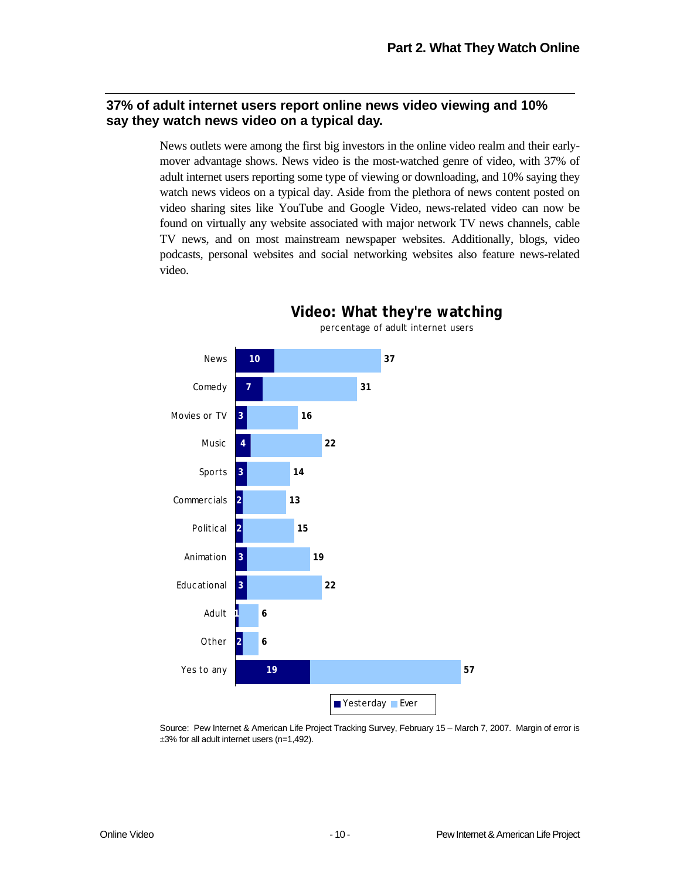## Part 2. What They Watch Online

### 37% of adult internet users report online news video viewing and 10% say they watch news video on a typical day.

News outlets were among the first big investors in the online video realm and their early-mover advantage shows. News video is the most-watched genre of video, with 37% of adult internet users reporting some type of viewing or downloading, and 10% saying they watch news videos on a typical day. Aside from the plethora of news content posted on video sharing sites like YouTube and Google Video, news-related video can now be found on virtually any website associated with major network TV news channels, cable TV news, and on most mainstream newspaper websites. Additionally, blogs, video podcasts, personal websites and social networking websites also feature news-related video.

**Video: What they're watching**

percentage of adult internet users

| | Yesterday | Ever |
|---|---|---|
| News | 10 | 37 |
| Comedy | 7 | 31 |
| Movies or TV | 3 | 16 |
| Music | 4 | 22 |
| Sports | 3 | 14 |
| Commercials | 2 | 13 |
| Political | 2 | 15 |
| Animation | 3 | 19 |
| Educational | 3 | 22 |
| Adult | 1 | 6 |
| Other | 2 | 6 |
| Yes to any | 19 | 57 |

Source: Pew Internet & American Life Project Tracking Survey, February 15 – March 7, 2007. Margin of error is ±3% for all adult internet users (n=1,492).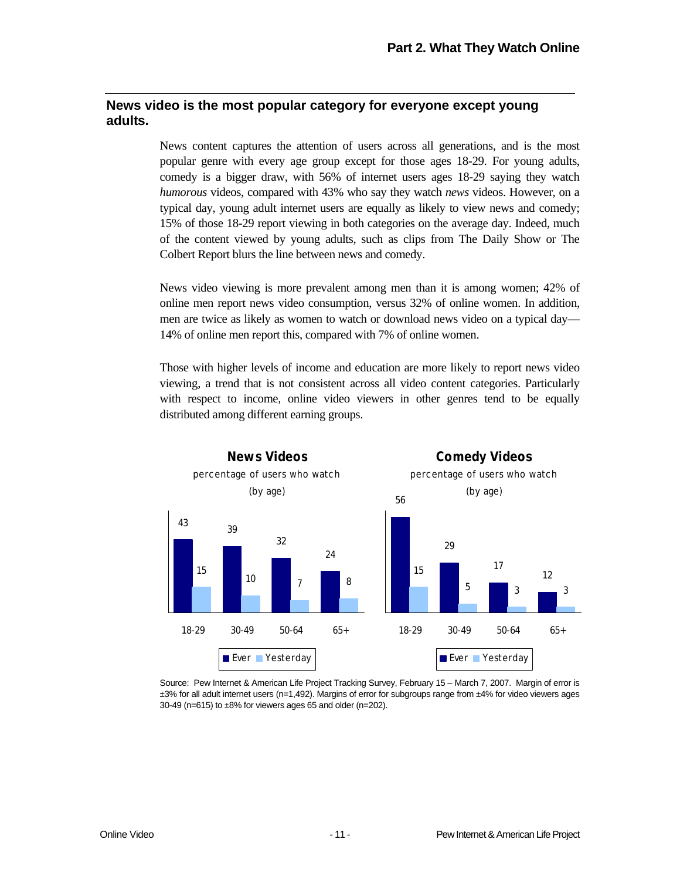## News video is the most popular category for everyone except young adults.

News content captures the attention of users across all generations, and is the most popular genre with every age group except for those ages 18-29. For young adults, comedy is a bigger draw, with 56% of internet users ages 18-29 saying they watch *humorous* videos, compared with 43% who say they watch *news* videos. However, on a typical day, young adult internet users are equally as likely to view news and comedy; 15% of those 18-29 report viewing in both categories on the average day. Indeed, much of the content viewed by young adults, such as clips from The Daily Show or The Colbert Report blurs the line between news and comedy.

News video viewing is more prevalent among men than it is among women; 42% of online men report news video consumption, versus 32% of online women. In addition, men are twice as likely as women to watch or download news video on a typical day—14% of online men report this, compared with 7% of online women.

Those with higher levels of income and education are more likely to report news video viewing, a trend that is not consistent across all video content categories. Particularly with respect to income, online video viewers in other genres tend to be equally distributed among different earning groups.

**News Videos**

percentage of users who watch (by age)

| Age | Ever | Yesterday |
|---|---|---|
| 18-29 | 43 | 15 |
| 30-49 | 39 | 10 |
| 50-64 | 32 | 7 |
| 65+ | 24 | 8 |

**Comedy Videos**

percentage of users who watch (by age)

| Age | Ever | Yesterday |
|---|---|---|
| 18-29 | 56 | 15 |
| 30-49 | 29 | 5 |
| 50-64 | 17 | 3 |
| 65+ | 12 | 3 |

Source: Pew Internet & American Life Project Tracking Survey, February 15 – March 7, 2007. Margin of error is ±3% for all adult internet users (n=1,492). Margins of error for subgroups range from ±4% for video viewers ages 30-49 (n=615) to ±8% for viewers ages 65 and older (n=202).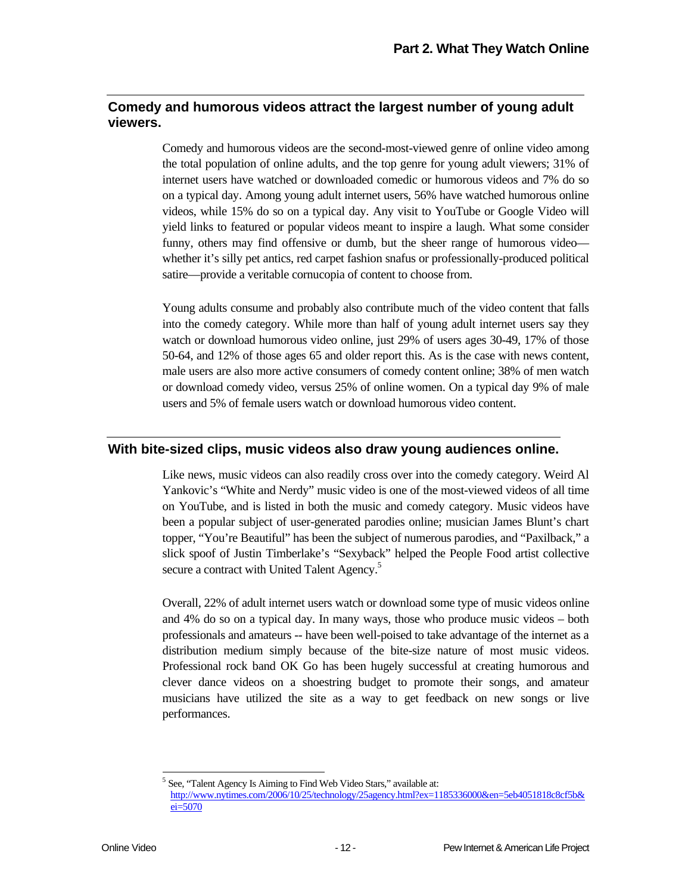## Comedy and humorous videos attract the largest number of young adult viewers.

Comedy and humorous videos are the second-most-viewed genre of online video among the total population of online adults, and the top genre for young adult viewers; 31% of internet users have watched or downloaded comedic or humorous videos and 7% do so on a typical day. Among young adult internet users, 56% have watched humorous online videos, while 15% do so on a typical day. Any visit to YouTube or Google Video will yield links to featured or popular videos meant to inspire a laugh. What some consider funny, others may find offensive or dumb, but the sheer range of humorous video—whether it's silly pet antics, red carpet fashion snafus or professionally-produced political satire—provide a veritable cornucopia of content to choose from.

Young adults consume and probably also contribute much of the video content that falls into the comedy category. While more than half of young adult internet users say they watch or download humorous video online, just 29% of users ages 30-49, 17% of those 50-64, and 12% of those ages 65 and older report this. As is the case with news content, male users are also more active consumers of comedy content online; 38% of men watch or download comedy video, versus 25% of online women. On a typical day 9% of male users and 5% of female users watch or download humorous video content.

## With bite-sized clips, music videos also draw young audiences online.

Like news, music videos can also readily cross over into the comedy category. Weird Al Yankovic's "White and Nerdy" music video is one of the most-viewed videos of all time on YouTube, and is listed in both the music and comedy category. Music videos have been a popular subject of user-generated parodies online; musician James Blunt's chart topper, "You're Beautiful" has been the subject of numerous parodies, and "Paxilback," a slick spoof of Justin Timberlake's "Sexyback" helped the People Food artist collective secure a contract with United Talent Agency.[5]

Overall, 22% of adult internet users watch or download some type of music videos online and 4% do so on a typical day. In many ways, those who produce music videos – both professionals and amateurs -- have been well-poised to take advantage of the internet as a distribution medium simply because of the bite-size nature of most music videos. Professional rock band OK Go has been hugely successful at creating humorous and clever dance videos on a shoestring budget to promote their songs, and amateur musicians have utilized the site as a way to get feedback on new songs or live performances.

---

[5] See, "Talent Agency Is Aiming to Find Web Video Stars," available at: http://www.nytimes.com/2006/10/25/technology/25agency.html?ex=1185336000&en=5eb4051818c8cf5b&ei=5070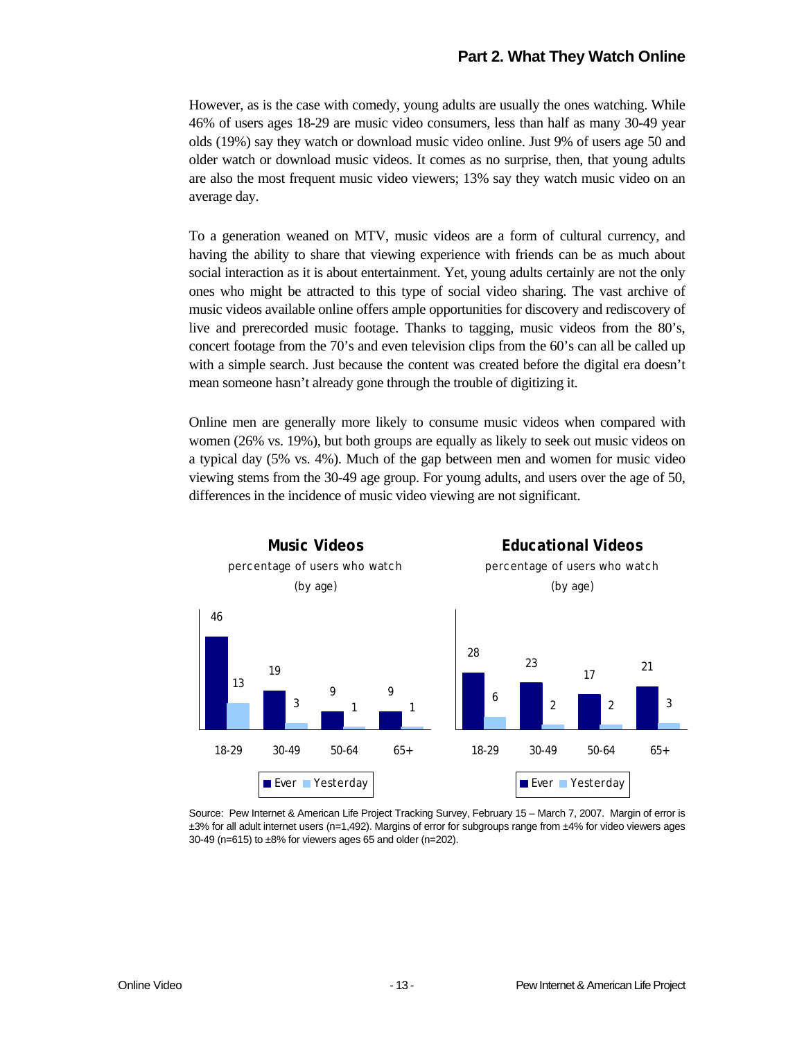However, as is the case with comedy, young adults are usually the ones watching. While 46% of users ages 18-29 are music video consumers, less than half as many 30-49 year olds (19%) say they watch or download music video online. Just 9% of users age 50 and older watch or download music videos. It comes as no surprise, then, that young adults are also the most frequent music video viewers; 13% say they watch music video on an average day.

To a generation weaned on MTV, music videos are a form of cultural currency, and having the ability to share that viewing experience with friends can be as much about social interaction as it is about entertainment. Yet, young adults certainly are not the only ones who might be attracted to this type of social video sharing. The vast archive of music videos available online offers ample opportunities for discovery and rediscovery of live and prerecorded music footage. Thanks to tagging, music videos from the 80's, concert footage from the 70's and even television clips from the 60's can all be called up with a simple search. Just because the content was created before the digital era doesn't mean someone hasn't already gone through the trouble of digitizing it.

Online men are generally more likely to consume music videos when compared with women (26% vs. 19%), but both groups are equally as likely to seek out music videos on a typical day (5% vs. 4%). Much of the gap between men and women for music video viewing stems from the 30-49 age group. For young adults, and users over the age of 50, differences in the incidence of music video viewing are not significant.

**Music Videos**
percentage of users who watch
(by age)

| Age | Ever | Yesterday |
|---|---|---|
| 18-29 | 46 | 13 |
| 30-49 | 19 | 3 |
| 50-64 | 9 | 1 |
| 65+ | 9 | 1 |

**Educational Videos**
percentage of users who watch
(by age)

| Age | Ever | Yesterday |
|---|---|---|
| 18-29 | 28 | 6 |
| 30-49 | 23 | 2 |
| 50-64 | 17 | 2 |
| 65+ | 21 | 3 |

Source: Pew Internet & American Life Project Tracking Survey, February 15 – March 7, 2007. Margin of error is ±3% for all adult internet users (n=1,492). Margins of error for subgroups range from ±4% for video viewers ages 30-49 (n=615) to ±8% for viewers ages 65 and older (n=202).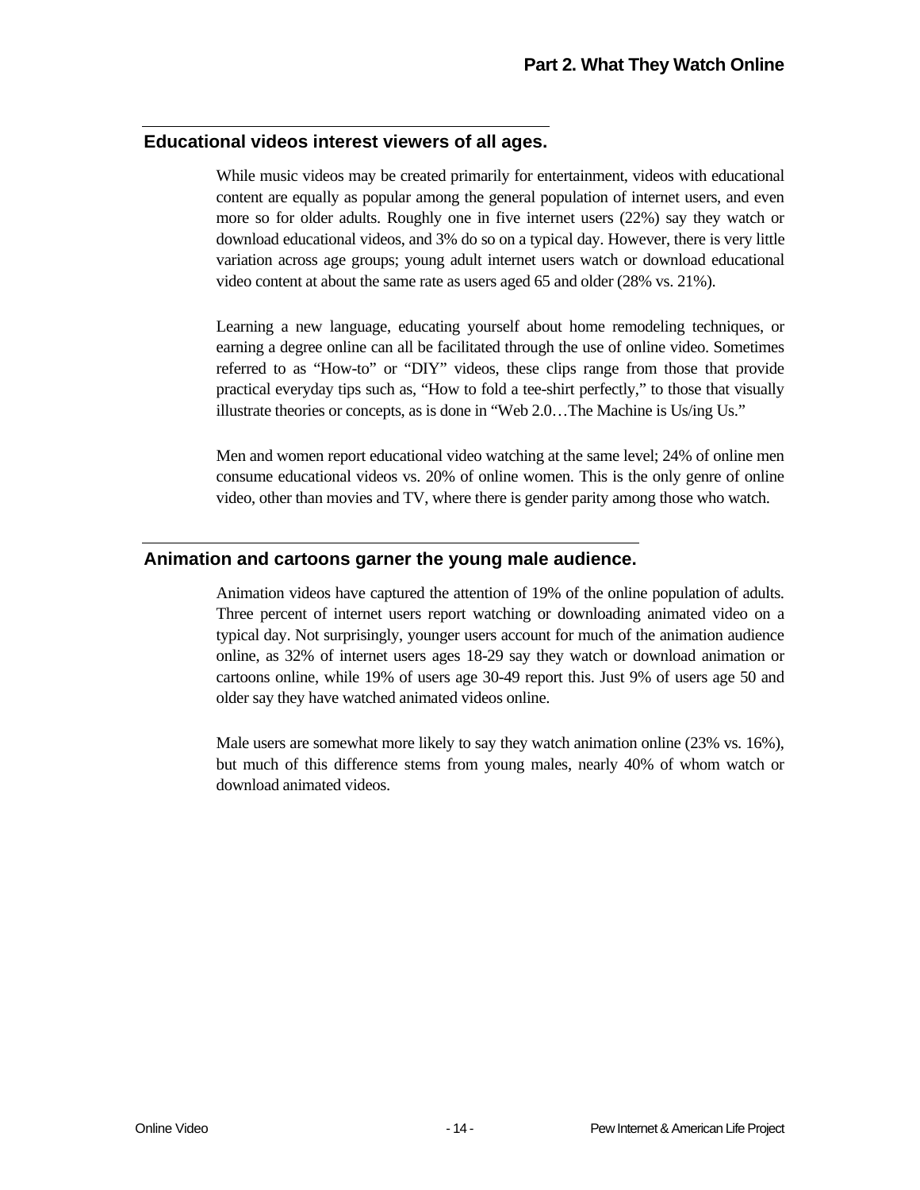## Educational videos interest viewers of all ages.

While music videos may be created primarily for entertainment, videos with educational content are equally as popular among the general population of internet users, and even more so for older adults. Roughly one in five internet users (22%) say they watch or download educational videos, and 3% do so on a typical day. However, there is very little variation across age groups; young adult internet users watch or download educational video content at about the same rate as users aged 65 and older (28% vs. 21%).

Learning a new language, educating yourself about home remodeling techniques, or earning a degree online can all be facilitated through the use of online video. Sometimes referred to as "How-to" or "DIY" videos, these clips range from those that provide practical everyday tips such as, "How to fold a tee-shirt perfectly," to those that visually illustrate theories or concepts, as is done in "Web 2.0…The Machine is Us/ing Us."

Men and women report educational video watching at the same level; 24% of online men consume educational videos vs. 20% of online women. This is the only genre of online video, other than movies and TV, where there is gender parity among those who watch.

## Animation and cartoons garner the young male audience.

Animation videos have captured the attention of 19% of the online population of adults. Three percent of internet users report watching or downloading animated video on a typical day. Not surprisingly, younger users account for much of the animation audience online, as 32% of internet users ages 18-29 say they watch or download animation or cartoons online, while 19% of users age 30-49 report this. Just 9% of users age 50 and older say they have watched animated videos online.

Male users are somewhat more likely to say they watch animation online (23% vs. 16%), but much of this difference stems from young males, nearly 40% of whom watch or download animated videos.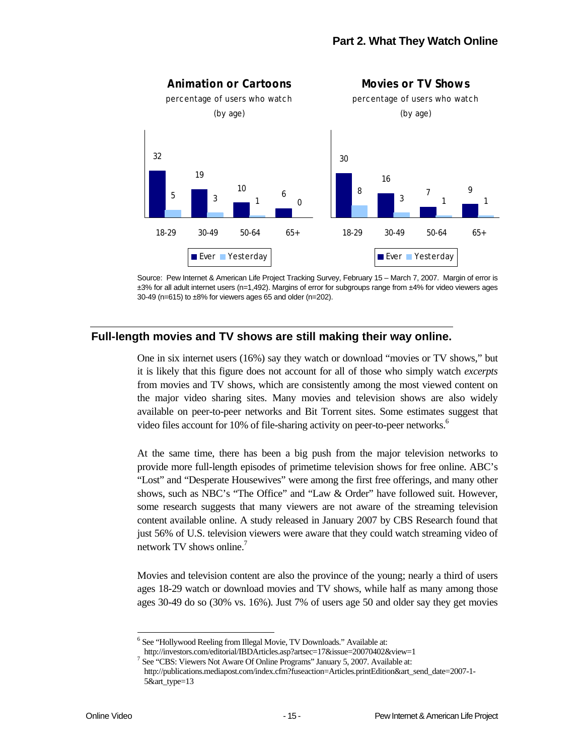## Animation or Cartoons

percentage of users who watch (by age)

| Age | Ever | Yesterday |
|---|---|---|
| 18-29 | 32 | 5 |
| 30-49 | 19 | 3 |
| 50-64 | 10 | 1 |
| 65+ | 6 | 0 |

## Movies or TV Shows

percentage of users who watch (by age)

| Age | Ever | Yesterday |
|---|---|---|
| 18-29 | 30 | 8 |
| 30-49 | 16 | 3 |
| 50-64 | 7 | 1 |
| 65+ | 9 | 1 |

Source: Pew Internet & American Life Project Tracking Survey, February 15 – March 7, 2007. Margin of error is ±3% for all adult internet users (n=1,492). Margins of error for subgroups range from ±4% for video viewers ages 30-49 (n=615) to ±8% for viewers ages 65 and older (n=202).

## Full-length movies and TV shows are still making their way online.

One in six internet users (16%) say they watch or download "movies or TV shows," but it is likely that this figure does not account for all of those who simply watch *excerpts* from movies and TV shows, which are consistently among the most viewed content on the major video sharing sites. Many movies and television shows are also widely available on peer-to-peer networks and Bit Torrent sites. Some estimates suggest that video files account for 10% of file-sharing activity on peer-to-peer networks.[6]

At the same time, there has been a big push from the major television networks to provide more full-length episodes of primetime television shows for free online. ABC's "Lost" and "Desperate Housewives" were among the first free offerings, and many other shows, such as NBC's "The Office" and "Law & Order" have followed suit. However, some research suggests that many viewers are not aware of the streaming television content available online. A study released in January 2007 by CBS Research found that just 56% of U.S. television viewers were aware that they could watch streaming video of network TV shows online.[7]

Movies and television content are also the province of the young; nearly a third of users ages 18-29 watch or download movies and TV shows, while half as many among those ages 30-49 do so (30% vs. 16%). Just 7% of users age 50 and older say they get movies

---

[6] See "Hollywood Reeling from Illegal Movie, TV Downloads." Available at: http://investors.com/editorial/IBDArticles.asp?artsec=17&issue=20070402&view=1

[7] See "CBS: Viewers Not Aware Of Online Programs" January 5, 2007. Available at: http://publications.mediapost.com/index.cfm?fuseaction=Articles.printEdition&art_send_date=2007-1-5&art_type=13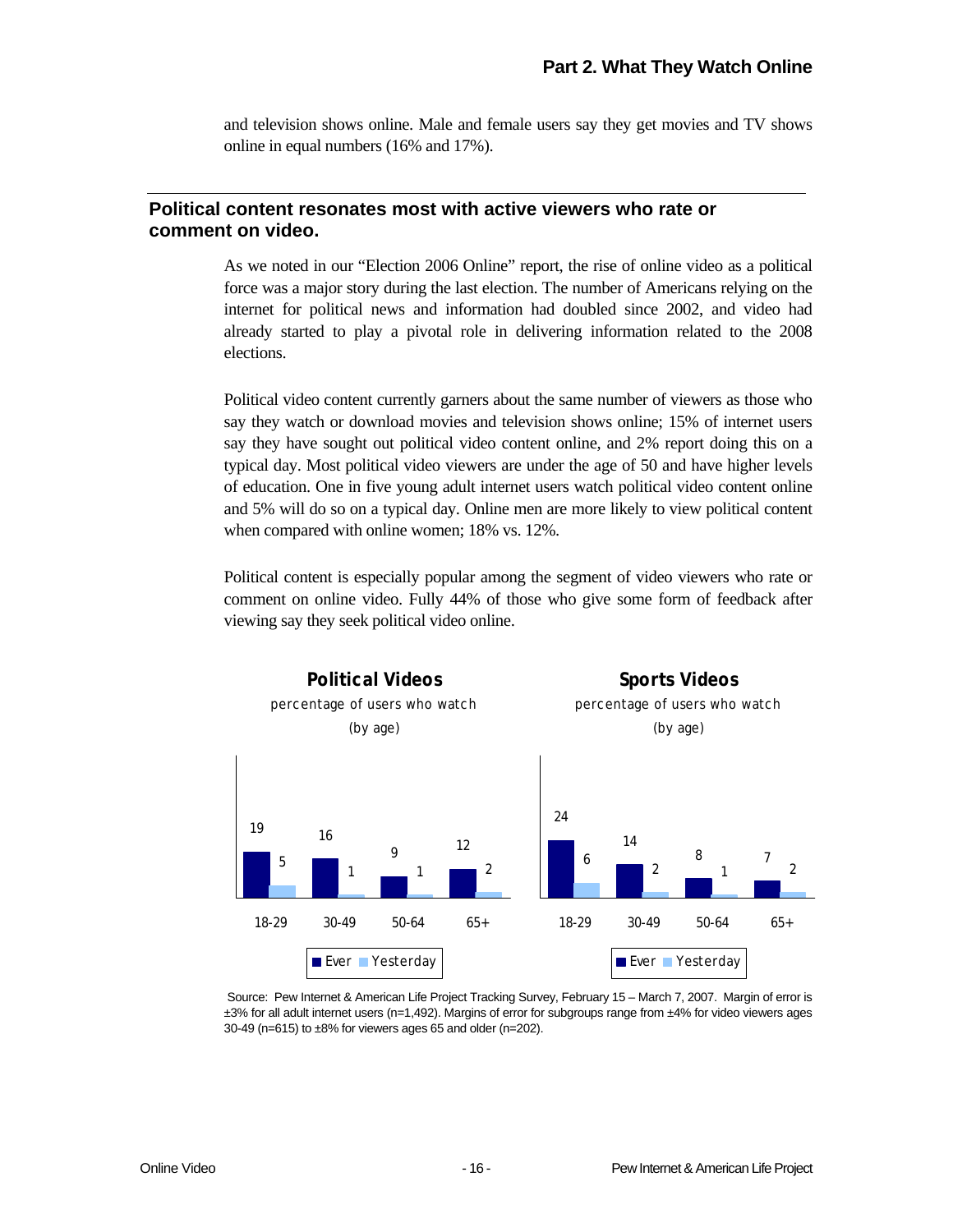and television shows online. Male and female users say they get movies and TV shows online in equal numbers (16% and 17%).

## Political content resonates most with active viewers who rate or comment on video.

As we noted in our "Election 2006 Online" report, the rise of online video as a political force was a major story during the last election. The number of Americans relying on the internet for political news and information had doubled since 2002, and video had already started to play a pivotal role in delivering information related to the 2008 elections.

Political video content currently garners about the same number of viewers as those who say they watch or download movies and television shows online; 15% of internet users say they have sought out political video content online, and 2% report doing this on a typical day. Most political video viewers are under the age of 50 and have higher levels of education. One in five young adult internet users watch political video content online and 5% will do so on a typical day. Online men are more likely to view political content when compared with online women; 18% vs. 12%.

Political content is especially popular among the segment of video viewers who rate or comment on online video. Fully 44% of those who give some form of feedback after viewing say they seek political video online.

**Political Videos**
percentage of users who watch
(by age)

| Age | Ever | Yesterday |
|---|---|---|
| 18-29 | 19 | 5 |
| 30-49 | 16 | 1 |
| 50-64 | 9 | 1 |
| 65+ | 12 | 2 |

**Sports Videos**
percentage of users who watch
(by age)

| Age | Ever | Yesterday |
|---|---|---|
| 18-29 | 24 | 6 |
| 30-49 | 14 | 2 |
| 50-64 | 8 | 1 |
| 65+ | 7 | 2 |

Source: Pew Internet & American Life Project Tracking Survey, February 15 – March 7, 2007. Margin of error is ±3% for all adult internet users (n=1,492). Margins of error for subgroups range from ±4% for video viewers ages 30-49 (n=615) to ±8% for viewers ages 65 and older (n=202).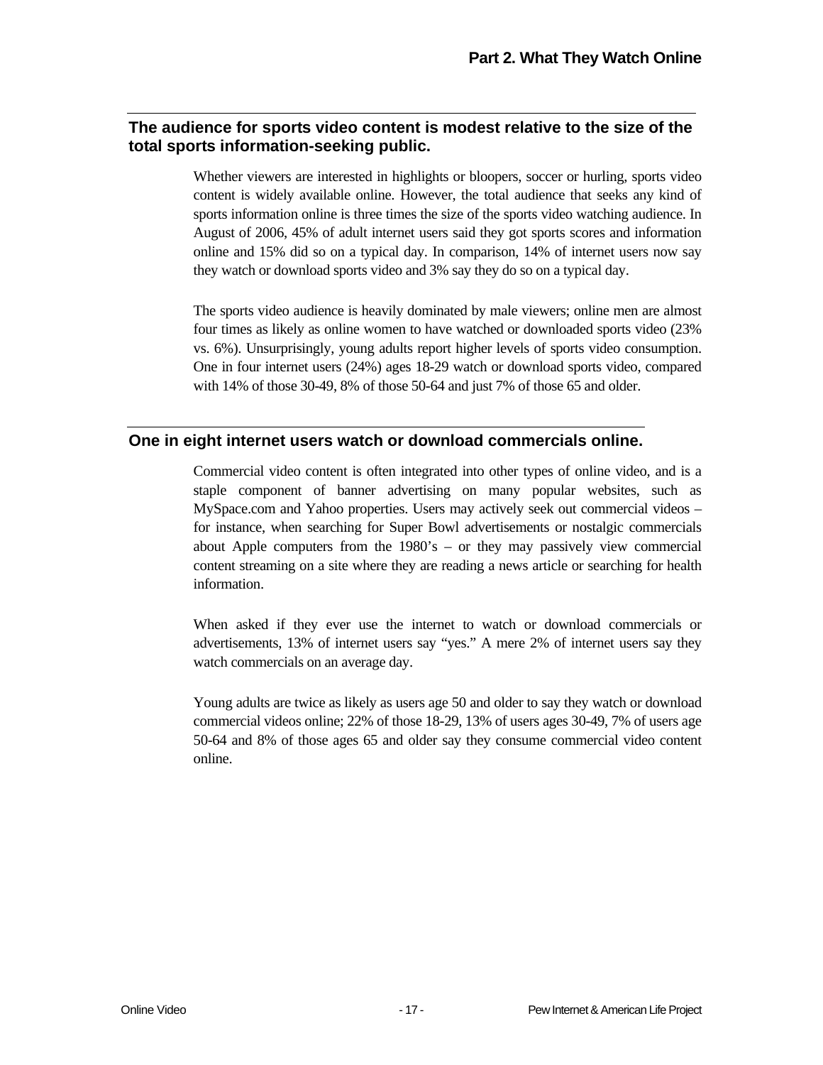## The audience for sports video content is modest relative to the size of the total sports information-seeking public.

Whether viewers are interested in highlights or bloopers, soccer or hurling, sports video content is widely available online. However, the total audience that seeks any kind of sports information online is three times the size of the sports video watching audience. In August of 2006, 45% of adult internet users said they got sports scores and information online and 15% did so on a typical day. In comparison, 14% of internet users now say they watch or download sports video and 3% say they do so on a typical day.

The sports video audience is heavily dominated by male viewers; online men are almost four times as likely as online women to have watched or downloaded sports video (23% vs. 6%). Unsurprisingly, young adults report higher levels of sports video consumption. One in four internet users (24%) ages 18-29 watch or download sports video, compared with 14% of those 30-49, 8% of those 50-64 and just 7% of those 65 and older.

## One in eight internet users watch or download commercials online.

Commercial video content is often integrated into other types of online video, and is a staple component of banner advertising on many popular websites, such as MySpace.com and Yahoo properties. Users may actively seek out commercial videos – for instance, when searching for Super Bowl advertisements or nostalgic commercials about Apple computers from the 1980's – or they may passively view commercial content streaming on a site where they are reading a news article or searching for health information.

When asked if they ever use the internet to watch or download commercials or advertisements, 13% of internet users say "yes." A mere 2% of internet users say they watch commercials on an average day.

Young adults are twice as likely as users age 50 and older to say they watch or download commercial videos online; 22% of those 18-29, 13% of users ages 30-49, 7% of users age 50-64 and 8% of those ages 65 and older say they consume commercial video content online.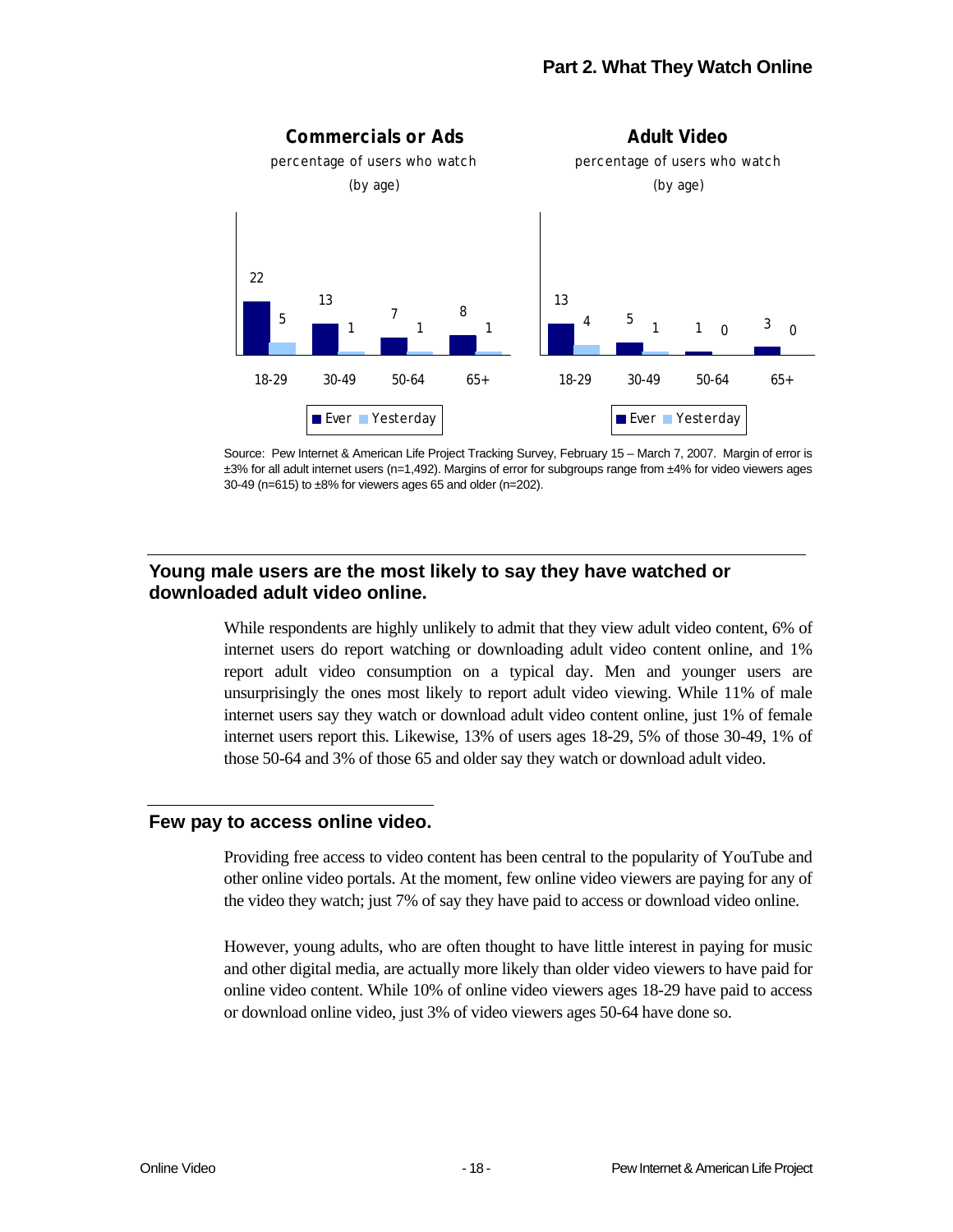**Commercials or Ads**

percentage of users who watch (by age)

| Age | Ever | Yesterday |
|---|---|---|
| 18-29 | 22 | 5 |
| 30-49 | 13 | 1 |
| 50-64 | 7 | 1 |
| 65+ | 8 | 1 |

**Adult Video**

percentage of users who watch (by age)

| Age | Ever | Yesterday |
|---|---|---|
| 18-29 | 13 | 4 |
| 30-49 | 5 | 1 |
| 50-64 | 1 | 0 |
| 65+ | 3 | 0 |

Source: Pew Internet & American Life Project Tracking Survey, February 15 – March 7, 2007. Margin of error is ±3% for all adult internet users (n=1,492). Margins of error for subgroups range from ±4% for video viewers ages 30-49 (n=615) to ±8% for viewers ages 65 and older (n=202).

## Young male users are the most likely to say they have watched or downloaded adult video online.

While respondents are highly unlikely to admit that they view adult video content, 6% of internet users do report watching or downloading adult video content online, and 1% report adult video consumption on a typical day. Men and younger users are unsurprisingly the ones most likely to report adult video viewing. While 11% of male internet users say they watch or download adult video content online, just 1% of female internet users report this. Likewise, 13% of users ages 18-29, 5% of those 30-49, 1% of those 50-64 and 3% of those 65 and older say they watch or download adult video.

## Few pay to access online video.

Providing free access to video content has been central to the popularity of YouTube and other online video portals. At the moment, few online video viewers are paying for any of the video they watch; just 7% of say they have paid to access or download video online.

However, young adults, who are often thought to have little interest in paying for music and other digital media, are actually more likely than older video viewers to have paid for online video content. While 10% of online video viewers ages 18-29 have paid to access or download online video, just 3% of video viewers ages 50-64 have done so.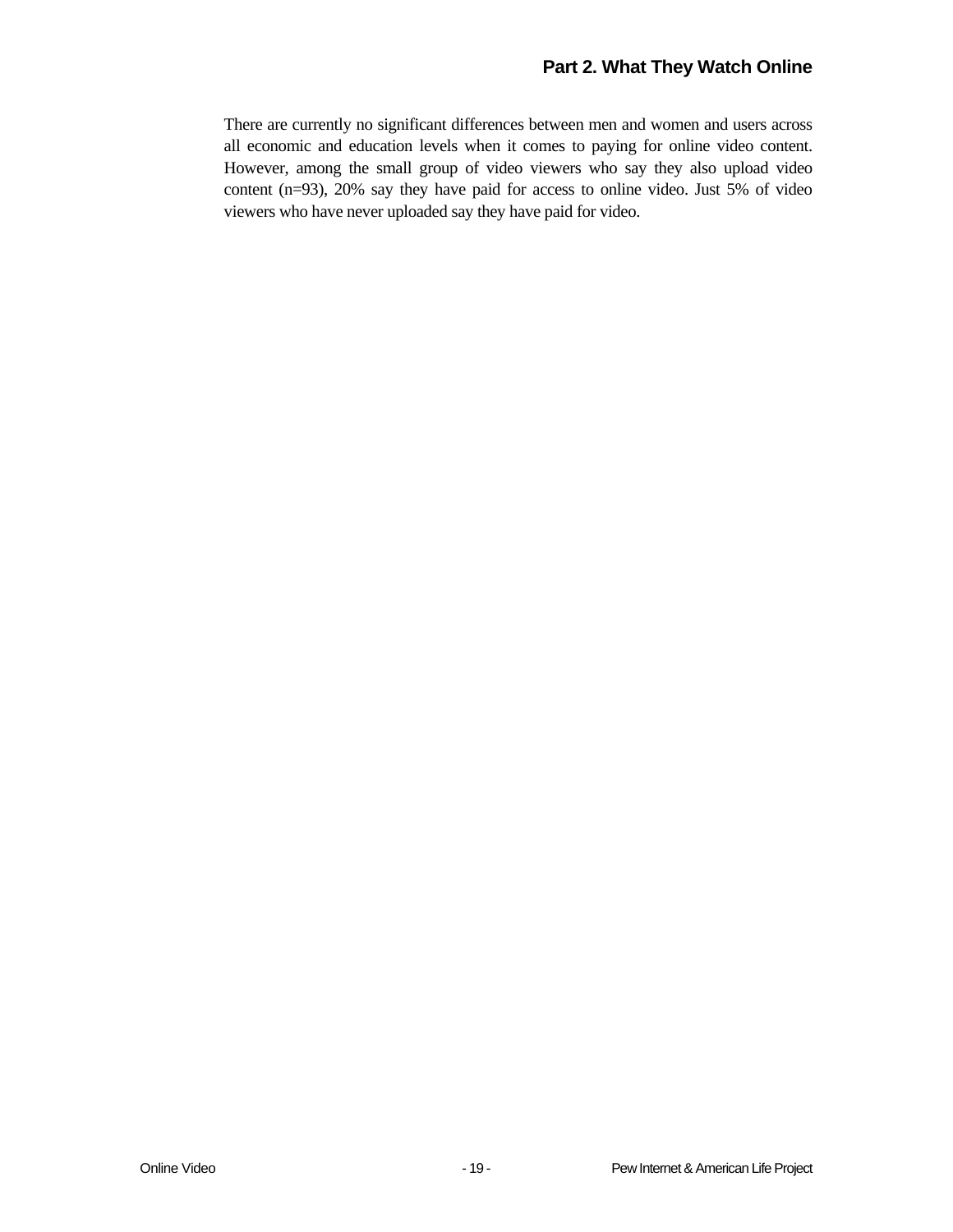There are currently no significant differences between men and women and users across all economic and education levels when it comes to paying for online video content. However, among the small group of video viewers who say they also upload video content (n=93), 20% say they have paid for access to online video. Just 5% of video viewers who have never uploaded say they have paid for video.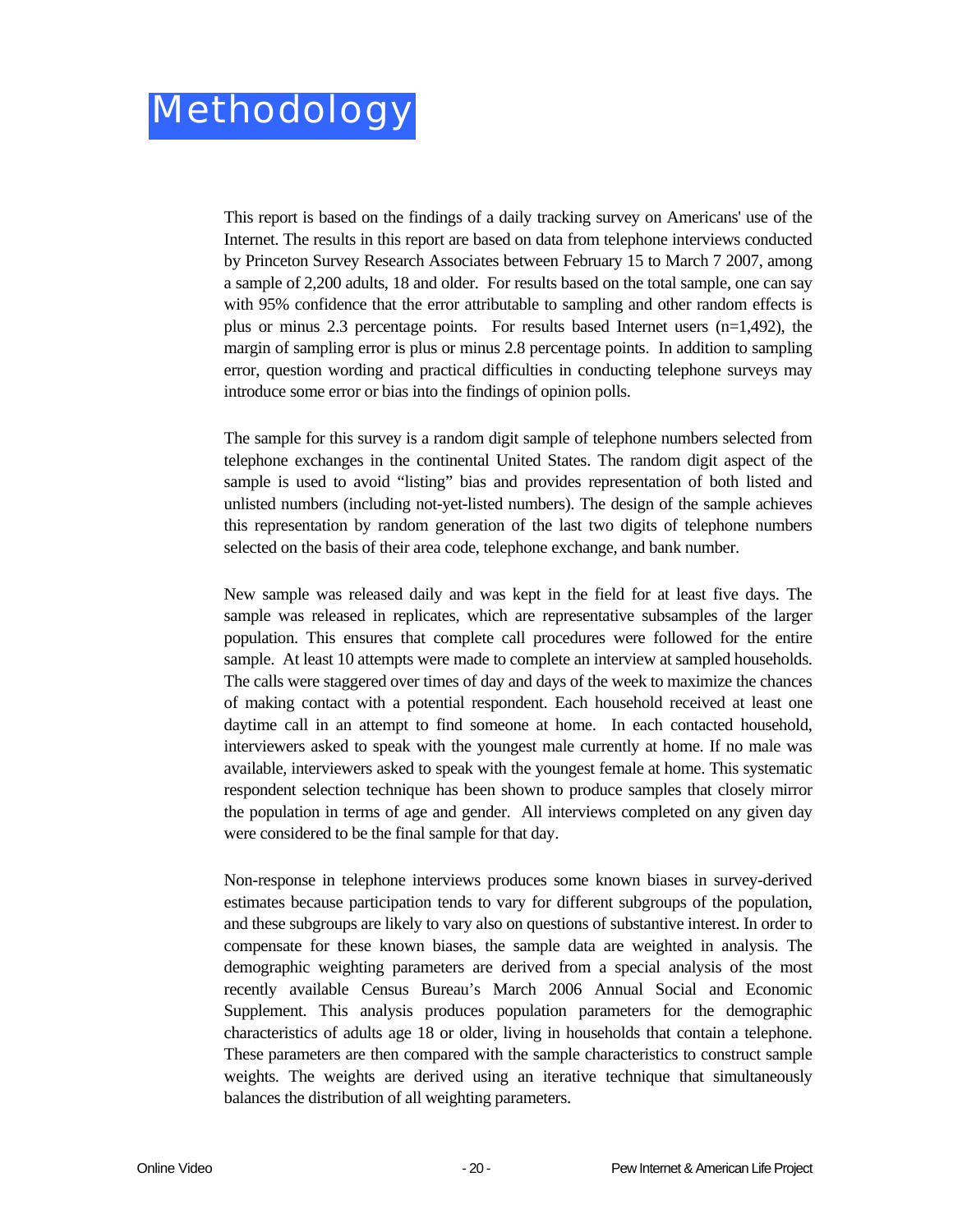# Methodology

This report is based on the findings of a daily tracking survey on Americans' use of the Internet. The results in this report are based on data from telephone interviews conducted by Princeton Survey Research Associates between February 15 to March 7 2007, among a sample of 2,200 adults, 18 and older. For results based on the total sample, one can say with 95% confidence that the error attributable to sampling and other random effects is plus or minus 2.3 percentage points. For results based Internet users (n=1,492), the margin of sampling error is plus or minus 2.8 percentage points. In addition to sampling error, question wording and practical difficulties in conducting telephone surveys may introduce some error or bias into the findings of opinion polls.

The sample for this survey is a random digit sample of telephone numbers selected from telephone exchanges in the continental United States. The random digit aspect of the sample is used to avoid "listing" bias and provides representation of both listed and unlisted numbers (including not-yet-listed numbers). The design of the sample achieves this representation by random generation of the last two digits of telephone numbers selected on the basis of their area code, telephone exchange, and bank number.

New sample was released daily and was kept in the field for at least five days. The sample was released in replicates, which are representative subsamples of the larger population. This ensures that complete call procedures were followed for the entire sample. At least 10 attempts were made to complete an interview at sampled households. The calls were staggered over times of day and days of the week to maximize the chances of making contact with a potential respondent. Each household received at least one daytime call in an attempt to find someone at home. In each contacted household, interviewers asked to speak with the youngest male currently at home. If no male was available, interviewers asked to speak with the youngest female at home. This systematic respondent selection technique has been shown to produce samples that closely mirror the population in terms of age and gender. All interviews completed on any given day were considered to be the final sample for that day.

Non-response in telephone interviews produces some known biases in survey-derived estimates because participation tends to vary for different subgroups of the population, and these subgroups are likely to vary also on questions of substantive interest. In order to compensate for these known biases, the sample data are weighted in analysis. The demographic weighting parameters are derived from a special analysis of the most recently available Census Bureau's March 2006 Annual Social and Economic Supplement. This analysis produces population parameters for the demographic characteristics of adults age 18 or older, living in households that contain a telephone. These parameters are then compared with the sample characteristics to construct sample weights. The weights are derived using an iterative technique that simultaneously balances the distribution of all weighting parameters.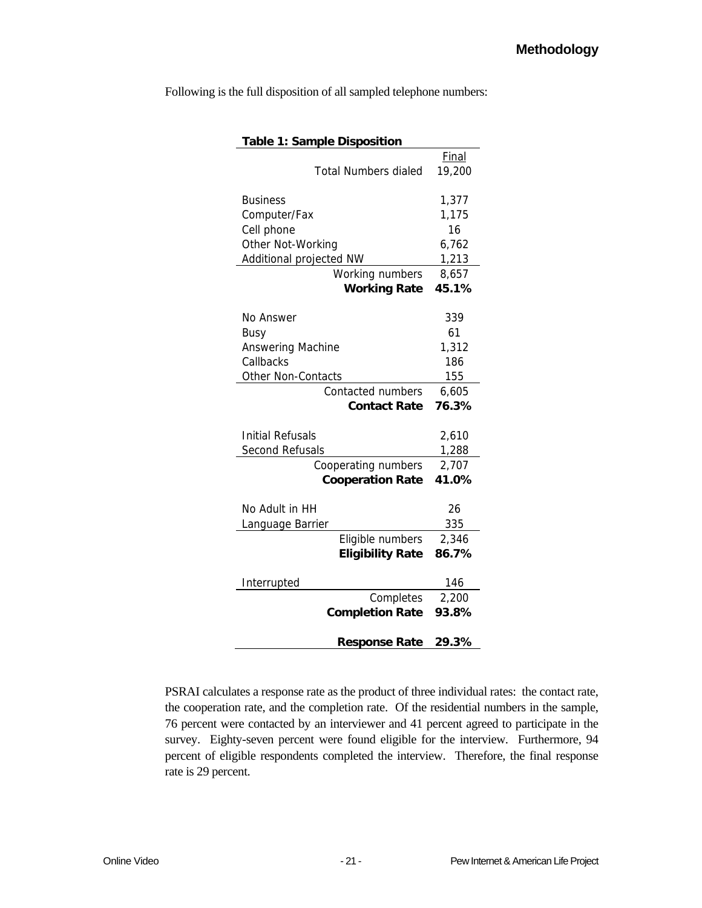Following is the full disposition of all sampled telephone numbers:

**Table 1: Sample Disposition**

| | Final |
|---|---|
| Total Numbers dialed | 19,200 |
| | |
| Business | 1,377 |
| Computer/Fax | 1,175 |
| Cell phone | 16 |
| Other Not-Working | 6,762 |
| Additional projected NW | 1,213 |
| Working numbers | 8,657 |
| **Working Rate** | **45.1%** |
| | |
| No Answer | 339 |
| Busy | 61 |
| Answering Machine | 1,312 |
| Callbacks | 186 |
| Other Non-Contacts | 155 |
| Contacted numbers | 6,605 |
| **Contact Rate** | **76.3%** |
| | |
| Initial Refusals | 2,610 |
| Second Refusals | 1,288 |
| Cooperating numbers | 2,707 |
| **Cooperation Rate** | **41.0%** |
| | |
| No Adult in HH | 26 |
| Language Barrier | 335 |
| Eligible numbers | 2,346 |
| **Eligibility Rate** | **86.7%** |
| | |
| Interrupted | 146 |
| Completes | 2,200 |
| **Completion Rate** | **93.8%** |
| | |
| **Response Rate** | **29.3%** |

PSRAI calculates a response rate as the product of three individual rates: the contact rate, the cooperation rate, and the completion rate. Of the residential numbers in the sample, 76 percent were contacted by an interviewer and 41 percent agreed to participate in the survey. Eighty-seven percent were found eligible for the interview. Furthermore, 94 percent of eligible respondents completed the interview. Therefore, the final response rate is 29 percent.